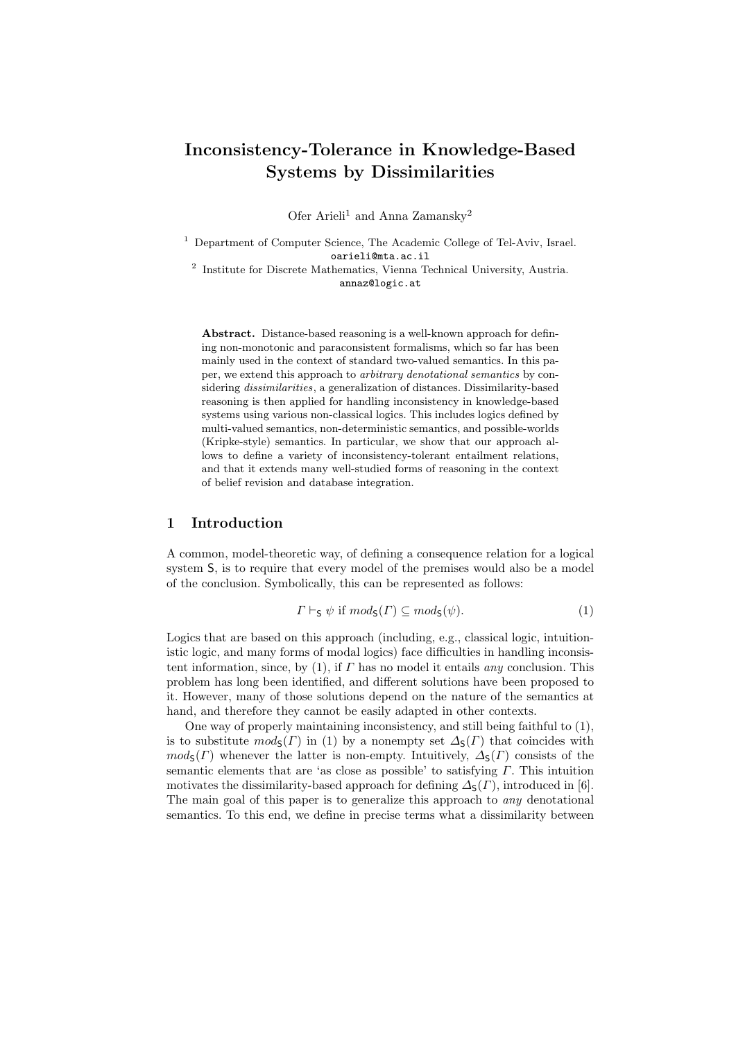# Inconsistency-Tolerance in Knowledge-Based Systems by Dissimilarities

Ofer Arieli[1] and Anna Zamansky[2]

[1] Department of Computer Science, The Academic College of Tel-Aviv, Israel. oarieli@mta.ac.il

[2] Institute for Discrete Mathematics, Vienna Technical University, Austria. annaz@logic.at

**Abstract.** Distance-based reasoning is a well-known approach for defining non-monotonic and paraconsistent formalisms, which so far has been mainly used in the context of standard two-valued semantics. In this paper, we extend this approach to *arbitrary denotational semantics* by considering *dissimilarities*, a generalization of distances. Dissimilarity-based reasoning is then applied for handling inconsistency in knowledge-based systems using various non-classical logics. This includes logics defined by multi-valued semantics, non-deterministic semantics, and possible-worlds (Kripke-style) semantics. In particular, we show that our approach allows to define a variety of inconsistency-tolerant entailment relations, and that it extends many well-studied forms of reasoning in the context of belief revision and database integration.

## 1 Introduction

A common, model-theoretic way, of defining a consequence relation for a logical system $\mathsf{S}$, is to require that every model of the premises would also be a model of the conclusion. Symbolically, this can be represented as follows:

$$\Gamma \vdash_{\mathsf{S}} \psi \text{ if } mod_{\mathsf{S}}(\Gamma) \subseteq mod_{\mathsf{S}}(\psi). \tag{1}$$

Logics that are based on this approach (including, e.g., classical logic, intuitionistic logic, and many forms of modal logics) face difficulties in handling inconsistent information, since, by (1), if $\Gamma$ has no model it entails *any* conclusion. This problem has long been identified, and different solutions have been proposed to it. However, many of those solutions depend on the nature of the semantics at hand, and therefore they cannot be easily adapted in other contexts.

One way of properly maintaining inconsistency, and still being faithful to (1), is to substitute $mod_{\mathsf{S}}(\Gamma)$ in (1) by a nonempty set $\Delta_{\mathsf{S}}(\Gamma)$ that coincides with $mod_{\mathsf{S}}(\Gamma)$ whenever the latter is non-empty. Intuitively, $\Delta_{\mathsf{S}}(\Gamma)$ consists of the semantic elements that are 'as close as possible' to satisfying $\Gamma$. This intuition motivates the dissimilarity-based approach for defining $\Delta_{\mathsf{S}}(\Gamma)$, introduced in [6]. The main goal of this paper is to generalize this approach to *any* denotational semantics. To this end, we define in precise terms what a dissimilarity between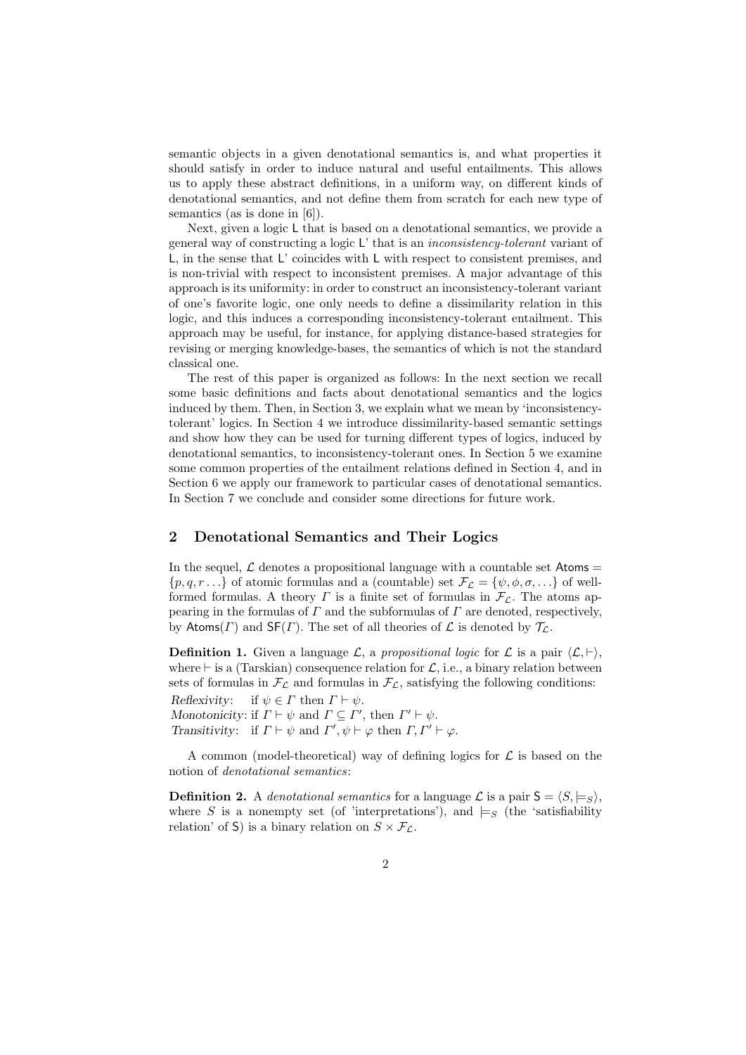semantic objects in a given denotational semantics is, and what properties it should satisfy in order to induce natural and useful entailments. This allows us to apply these abstract definitions, in a uniform way, on different kinds of denotational semantics, and not define them from scratch for each new type of semantics (as is done in [6]).

Next, given a logic L that is based on a denotational semantics, we provide a general way of constructing a logic L' that is an *inconsistency-tolerant* variant of L, in the sense that L' coincides with L with respect to consistent premises, and is non-trivial with respect to inconsistent premises. A major advantage of this approach is its uniformity: in order to construct an inconsistency-tolerant variant of one's favorite logic, one only needs to define a dissimilarity relation in this logic, and this induces a corresponding inconsistency-tolerant entailment. This approach may be useful, for instance, for applying distance-based strategies for revising or merging knowledge-bases, the semantics of which is not the standard classical one.

The rest of this paper is organized as follows: In the next section we recall some basic definitions and facts about denotational semantics and the logics induced by them. Then, in Section 3, we explain what we mean by 'inconsistency-tolerant' logics. In Section 4 we introduce dissimilarity-based semantic settings and show how they can be used for turning different types of logics, induced by denotational semantics, to inconsistency-tolerant ones. In Section 5 we examine some common properties of the entailment relations defined in Section 4, and in Section 6 we apply our framework to particular cases of denotational semantics. In Section 7 we conclude and consider some directions for future work.

## 2 Denotational Semantics and Their Logics

In the sequel, $\mathcal{L}$ denotes a propositional language with a countable set $\mathsf{Atoms} = \{p, q, r \ldots\}$ of atomic formulas and a (countable) set $\mathcal{F}_{\mathcal{L}} = \{\psi, \phi, \sigma, \ldots\}$ of well-formed formulas. A theory $\Gamma$ is a finite set of formulas in $\mathcal{F}_{\mathcal{L}}$. The atoms appearing in the formulas of $\Gamma$ and the subformulas of $\Gamma$ are denoted, respectively, by $\mathsf{Atoms}(\Gamma)$ and $\mathsf{SF}(\Gamma)$. The set of all theories of $\mathcal{L}$ is denoted by $\mathcal{T}_{\mathcal{L}}$.

**Definition 1.** Given a language $\mathcal{L}$, a *propositional logic* for $\mathcal{L}$ is a pair $\langle \mathcal{L}, \vdash \rangle$, where $\vdash$ is a (Tarskian) consequence relation for $\mathcal{L}$, i.e., a binary relation between sets of formulas in $\mathcal{F}_{\mathcal{L}}$ and formulas in $\mathcal{F}_{\mathcal{L}}$, satisfying the following conditions:

*Reflexivity*: if $\psi \in \Gamma$ then $\Gamma \vdash \psi$.
*Monotonicity*: if $\Gamma \vdash \psi$ and $\Gamma \subseteq \Gamma'$, then $\Gamma' \vdash \psi$.
*Transitivity*: if $\Gamma \vdash \psi$ and $\Gamma', \psi \vdash \varphi$ then $\Gamma, \Gamma' \vdash \varphi$.

A common (model-theoretical) way of defining logics for $\mathcal{L}$ is based on the notion of *denotational semantics*:

**Definition 2.** A *denotational semantics* for a language $\mathcal{L}$ is a pair $\mathsf{S} = \langle S, \models_S \rangle$, where $S$ is a nonempty set (of 'interpretations'), and $\models_S$ (the 'satisfiability relation' of $\mathsf{S}$) is a binary relation on $S \times \mathcal{F}_{\mathcal{L}}$.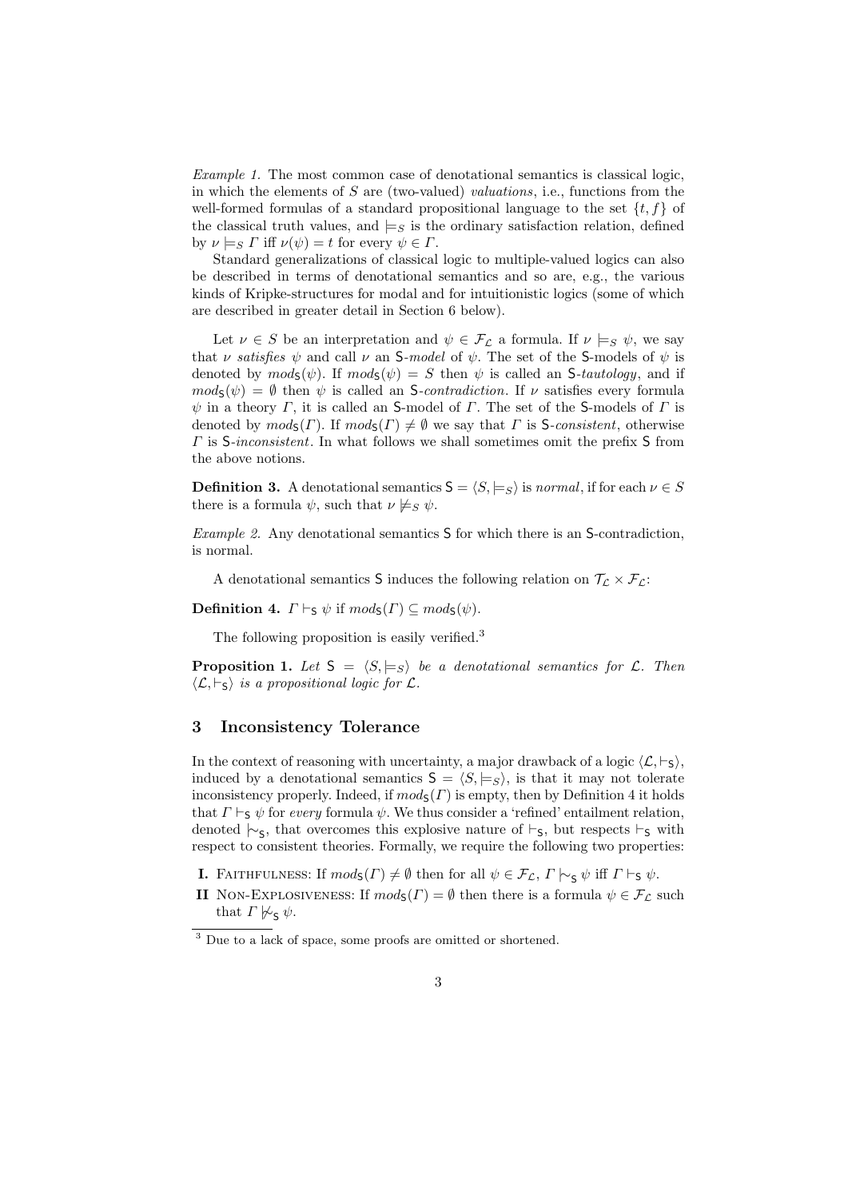*Example 1.* The most common case of denotational semantics is classical logic, in which the elements of $S$ are (two-valued) *valuations*, i.e., functions from the well-formed formulas of a standard propositional language to the set $\{t, f\}$ of the classical truth values, and $\models_S$ is the ordinary satisfaction relation, defined by $\nu \models_S \Gamma$ iff $\nu(\psi) = t$ for every $\psi \in \Gamma$.

Standard generalizations of classical logic to multiple-valued logics can also be described in terms of denotational semantics and so are, e.g., the various kinds of Kripke-structures for modal and for intuitionistic logics (some of which are described in greater detail in Section 6 below).

Let $\nu \in S$ be an interpretation and $\psi \in \mathcal{F}_\mathcal{L}$ a formula. If $\nu \models_S \psi$, we say that $\nu$ *satisfies* $\psi$ and call $\nu$ an $\mathsf{S}$-*model* of $\psi$. The set of the $\mathsf{S}$-models of $\psi$ is denoted by $mod_\mathsf{S}(\psi)$. If $mod_\mathsf{S}(\psi) = S$ then $\psi$ is called an $\mathsf{S}$-*tautology*, and if $mod_\mathsf{S}(\psi) = \emptyset$ then $\psi$ is called an $\mathsf{S}$-*contradiction*. If $\nu$ satisfies every formula $\psi$ in a theory $\Gamma$, it is called an $\mathsf{S}$-model of $\Gamma$. The set of the $\mathsf{S}$-models of $\Gamma$ is denoted by $mod_\mathsf{S}(\Gamma)$. If $mod_\mathsf{S}(\Gamma) \neq \emptyset$ we say that $\Gamma$ is $\mathsf{S}$-*consistent*, otherwise $\Gamma$ is $\mathsf{S}$-*inconsistent*. In what follows we shall sometimes omit the prefix $\mathsf{S}$ from the above notions.

**Definition 3.** A denotational semantics $\mathsf{S} = \langle S, \models_S \rangle$ is *normal*, if for each $\nu \in S$ there is a formula $\psi$, such that $\nu \not\models_S \psi$.

*Example 2.* Any denotational semantics $\mathsf{S}$ for which there is an $\mathsf{S}$-contradiction, is normal.

A denotational semantics $\mathsf{S}$ induces the following relation on $\mathcal{T}_\mathcal{L} \times \mathcal{F}_\mathcal{L}$:

**Definition 4.** $\Gamma \vdash_\mathsf{S} \psi$ if $mod_\mathsf{S}(\Gamma) \subseteq mod_\mathsf{S}(\psi)$.

The following proposition is easily verified.[3]

**Proposition 1.** *Let* $\mathsf{S} = \langle S, \models_S \rangle$ *be a denotational semantics for* $\mathcal{L}$. *Then* $\langle \mathcal{L}, \vdash_\mathsf{S} \rangle$ *is a propositional logic for* $\mathcal{L}$.

## 3 Inconsistency Tolerance

In the context of reasoning with uncertainty, a major drawback of a logic $\langle \mathcal{L}, \vdash_\mathsf{S} \rangle$, induced by a denotational semantics $\mathsf{S} = \langle S, \models_S \rangle$, is that it may not tolerate inconsistency properly. Indeed, if $mod_\mathsf{S}(\Gamma)$ is empty, then by Definition 4 it holds that $\Gamma \vdash_\mathsf{S} \psi$ for *every* formula $\psi$. We thus consider a 'refined' entailment relation, denoted $\mid\!\sim_\mathsf{S}$, that overcomes this explosive nature of $\vdash_\mathsf{S}$, but respects $\vdash_\mathsf{S}$ with respect to consistent theories. Formally, we require the following two properties:

- **I.** FAITHFULNESS: If $mod_\mathsf{S}(\Gamma) \neq \emptyset$ then for all $\psi \in \mathcal{F}_\mathcal{L}$, $\Gamma \mid\!\sim_\mathsf{S} \psi$ iff $\Gamma \vdash_\mathsf{S} \psi$.
- **II** NON-EXPLOSIVENESS: If $mod_\mathsf{S}(\Gamma) = \emptyset$ then there is a formula $\psi \in \mathcal{F}_\mathcal{L}$ such that $\Gamma \not\mid\!\sim_\mathsf{S} \psi$.

[3] Due to a lack of space, some proofs are omitted or shortened.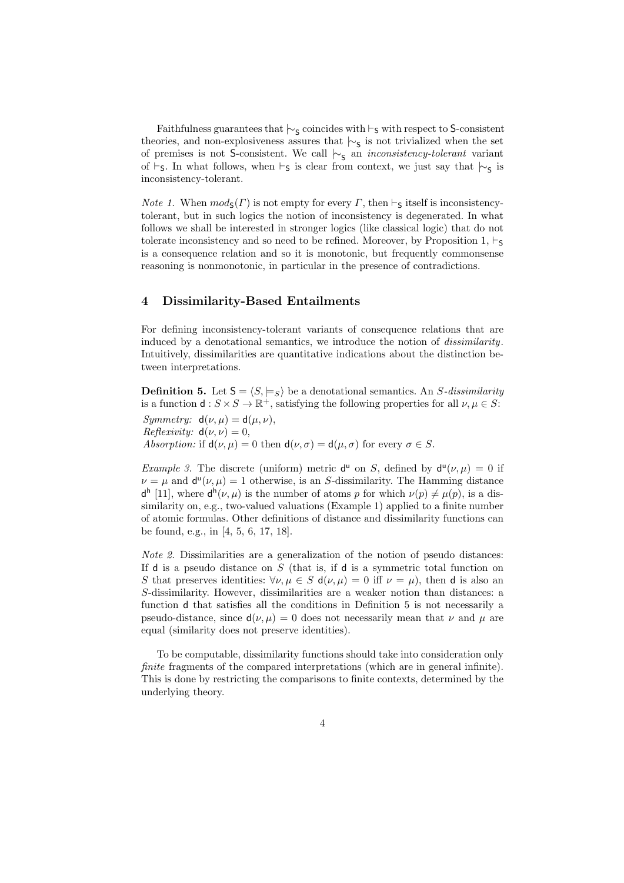Faithfulness guarantees that $\mid\!\sim_{\mathsf{S}}$ coincides with $\vdash_{\mathsf{S}}$ with respect to $\mathsf{S}$-consistent theories, and non-explosiveness assures that $\mid\!\sim_{\mathsf{S}}$ is not trivialized when the set of premises is not $\mathsf{S}$-consistent. We call $\mid\!\sim_{\mathsf{S}}$ an *inconsistency-tolerant* variant of $\vdash_{\mathsf{S}}$. In what follows, when $\vdash_{\mathsf{S}}$ is clear from context, we just say that $\mid\!\sim_{\mathsf{S}}$ is inconsistency-tolerant.

*Note 1.* When $mod_{\mathsf{S}}(\Gamma)$ is not empty for every $\Gamma$, then $\vdash_{\mathsf{S}}$ itself is inconsistency-tolerant, but in such logics the notion of inconsistency is degenerated. In what follows we shall be interested in stronger logics (like classical logic) that do not tolerate inconsistency and so need to be refined. Moreover, by Proposition 1, $\vdash_{\mathsf{S}}$ is a consequence relation and so it is monotonic, but frequently commonsense reasoning is nonmonotonic, in particular in the presence of contradictions.

## 4 Dissimilarity-Based Entailments

For defining inconsistency-tolerant variants of consequence relations that are induced by a denotational semantics, we introduce the notion of *dissimilarity*. Intuitively, dissimilarities are quantitative indications about the distinction between interpretations.

**Definition 5.** Let $\mathsf{S} = \langle S, \models_S \rangle$ be a denotational semantics. An *S-dissimilarity* is a function $\mathsf{d} : S \times S \to \mathbb{R}^+$, satisfying the following properties for all $\nu, \mu \in S$:

*Symmetry:* $\mathsf{d}(\nu, \mu) = \mathsf{d}(\mu, \nu)$,
*Reflexivity:* $\mathsf{d}(\nu, \nu) = 0$,
*Absorption:* if $\mathsf{d}(\nu, \mu) = 0$ then $\mathsf{d}(\nu, \sigma) = \mathsf{d}(\mu, \sigma)$ for every $\sigma \in S$.

*Example 3.* The discrete (uniform) metric $\mathsf{d}^{\mathsf{u}}$ on $S$, defined by $\mathsf{d}^{\mathsf{u}}(\nu, \mu) = 0$ if $\nu = \mu$ and $\mathsf{d}^{\mathsf{u}}(\nu, \mu) = 1$ otherwise, is an $S$-dissimilarity. The Hamming distance $\mathsf{d}^{\mathsf{h}}$ [11], where $\mathsf{d}^{\mathsf{h}}(\nu, \mu)$ is the number of atoms $p$ for which $\nu(p) \neq \mu(p)$, is a dissimilarity on, e.g., two-valued valuations (Example 1) applied to a finite number of atomic formulas. Other definitions of distance and dissimilarity functions can be found, e.g., in [4, 5, 6, 17, 18].

*Note 2.* Dissimilarities are a generalization of the notion of pseudo distances: If $\mathsf{d}$ is a pseudo distance on $S$ (that is, if $\mathsf{d}$ is a symmetric total function on $S$ that preserves identities: $\forall \nu, \mu \in S$ $\mathsf{d}(\nu, \mu) = 0$ iff $\nu = \mu$), then $\mathsf{d}$ is also an $S$-dissimilarity. However, dissimilarities are a weaker notion than distances: a function $\mathsf{d}$ that satisfies all the conditions in Definition 5 is not necessarily a pseudo-distance, since $\mathsf{d}(\nu, \mu) = 0$ does not necessarily mean that $\nu$ and $\mu$ are equal (similarity does not preserve identities).

To be computable, dissimilarity functions should take into consideration only *finite* fragments of the compared interpretations (which are in general infinite). This is done by restricting the comparisons to finite contexts, determined by the underlying theory.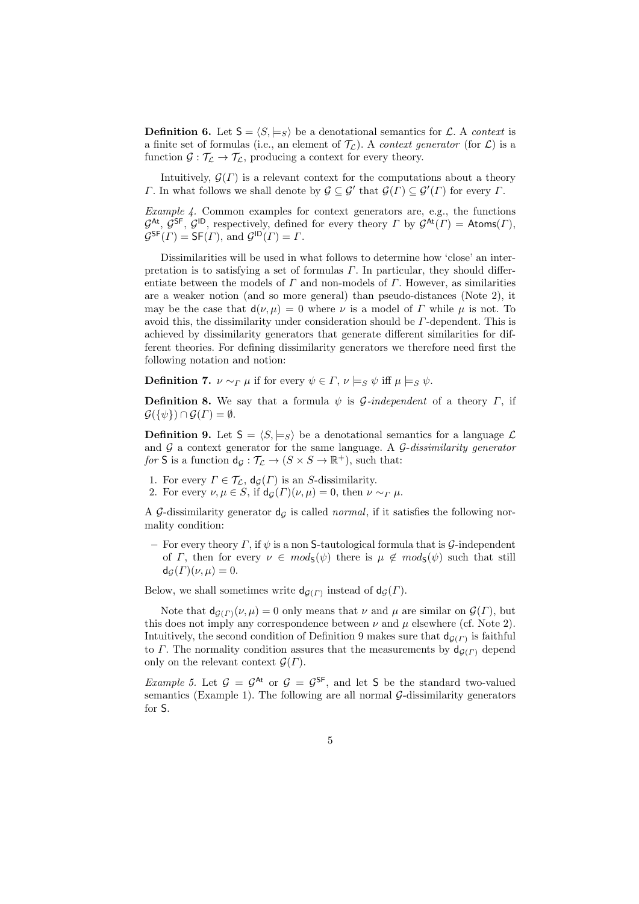**Definition 6.** Let $\mathsf{S} = \langle S, \models_S \rangle$ be a denotational semantics for $\mathcal{L}$. A *context* is a finite set of formulas (i.e., an element of $\mathcal{T}_\mathcal{L}$). A *context generator* (for $\mathcal{L}$) is a function $\mathcal{G} : \mathcal{T}_\mathcal{L} \to \mathcal{T}_\mathcal{L}$, producing a context for every theory.

Intuitively, $\mathcal{G}(\Gamma)$ is a relevant context for the computations about a theory $\Gamma$. In what follows we shall denote by $\mathcal{G} \subseteq \mathcal{G}'$ that $\mathcal{G}(\Gamma) \subseteq \mathcal{G}'(\Gamma)$ for every $\Gamma$.

*Example 4.* Common examples for context generators are, e.g., the functions $\mathcal{G}^{\mathsf{At}}$, $\mathcal{G}^{\mathsf{SF}}$, $\mathcal{G}^{\mathsf{ID}}$, respectively, defined for every theory $\Gamma$ by $\mathcal{G}^{\mathsf{At}}(\Gamma) = \mathsf{Atoms}(\Gamma)$, $\mathcal{G}^{\mathsf{SF}}(\Gamma) = \mathsf{SF}(\Gamma)$, and $\mathcal{G}^{\mathsf{ID}}(\Gamma) = \Gamma$.

Dissimilarities will be used in what follows to determine how 'close' an interpretation is to satisfying a set of formulas $\Gamma$. In particular, they should differentiate between the models of $\Gamma$ and non-models of $\Gamma$. However, as similarities are a weaker notion (and so more general) than pseudo-distances (Note 2), it may be the case that $\mathsf{d}(\nu, \mu) = 0$ where $\nu$ is a model of $\Gamma$ while $\mu$ is not. To avoid this, the dissimilarity under consideration should be $\Gamma$-dependent. This is achieved by dissimilarity generators that generate different similarities for different theories. For defining dissimilarity generators we therefore need first the following notation and notion:

**Definition 7.** $\nu \sim_\Gamma \mu$ if for every $\psi \in \Gamma$, $\nu \models_S \psi$ iff $\mu \models_S \psi$.

**Definition 8.** We say that a formula $\psi$ is *$\mathcal{G}$-independent* of a theory $\Gamma$, if $\mathcal{G}(\{\psi\}) \cap \mathcal{G}(\Gamma) = \emptyset$.

**Definition 9.** Let $\mathsf{S} = \langle S, \models_S \rangle$ be a denotational semantics for a language $\mathcal{L}$ and $\mathcal{G}$ a context generator for the same language. A *$\mathcal{G}$-dissimilarity generator for* $\mathsf{S}$ is a function $\mathsf{d}_\mathcal{G} : \mathcal{T}_\mathcal{L} \to (S \times S \to \mathbb{R}^+)$, such that:

1. For every $\Gamma \in \mathcal{T}_\mathcal{L}$, $\mathsf{d}_\mathcal{G}(\Gamma)$ is an $S$-dissimilarity.
2. For every $\nu, \mu \in S$, if $\mathsf{d}_\mathcal{G}(\Gamma)(\nu, \mu) = 0$, then $\nu \sim_\Gamma \mu$.

A $\mathcal{G}$-dissimilarity generator $\mathsf{d}_\mathcal{G}$ is called *normal*, if it satisfies the following normality condition:

– For every theory $\Gamma$, if $\psi$ is a non $\mathsf{S}$-tautological formula that is $\mathcal{G}$-independent of $\Gamma$, then for every $\nu \in mod_\mathsf{S}(\psi)$ there is $\mu \notin mod_\mathsf{S}(\psi)$ such that still $\mathsf{d}_\mathcal{G}(\Gamma)(\nu, \mu) = 0$.

Below, we shall sometimes write $\mathsf{d}_{\mathcal{G}(\Gamma)}$ instead of $\mathsf{d}_\mathcal{G}(\Gamma)$.

Note that $\mathsf{d}_{\mathcal{G}(\Gamma)}(\nu, \mu) = 0$ only means that $\nu$ and $\mu$ are similar on $\mathcal{G}(\Gamma)$, but this does not imply any correspondence between $\nu$ and $\mu$ elsewhere (cf. Note 2). Intuitively, the second condition of Definition 9 makes sure that $\mathsf{d}_{\mathcal{G}(\Gamma)}$ is faithful to $\Gamma$. The normality condition assures that the measurements by $\mathsf{d}_{\mathcal{G}(\Gamma)}$ depend only on the relevant context $\mathcal{G}(\Gamma)$.

*Example 5.* Let $\mathcal{G} = \mathcal{G}^{\mathsf{At}}$ or $\mathcal{G} = \mathcal{G}^{\mathsf{SF}}$, and let $\mathsf{S}$ be the standard two-valued semantics (Example 1). The following are all normal $\mathcal{G}$-dissimilarity generators for $\mathsf{S}$.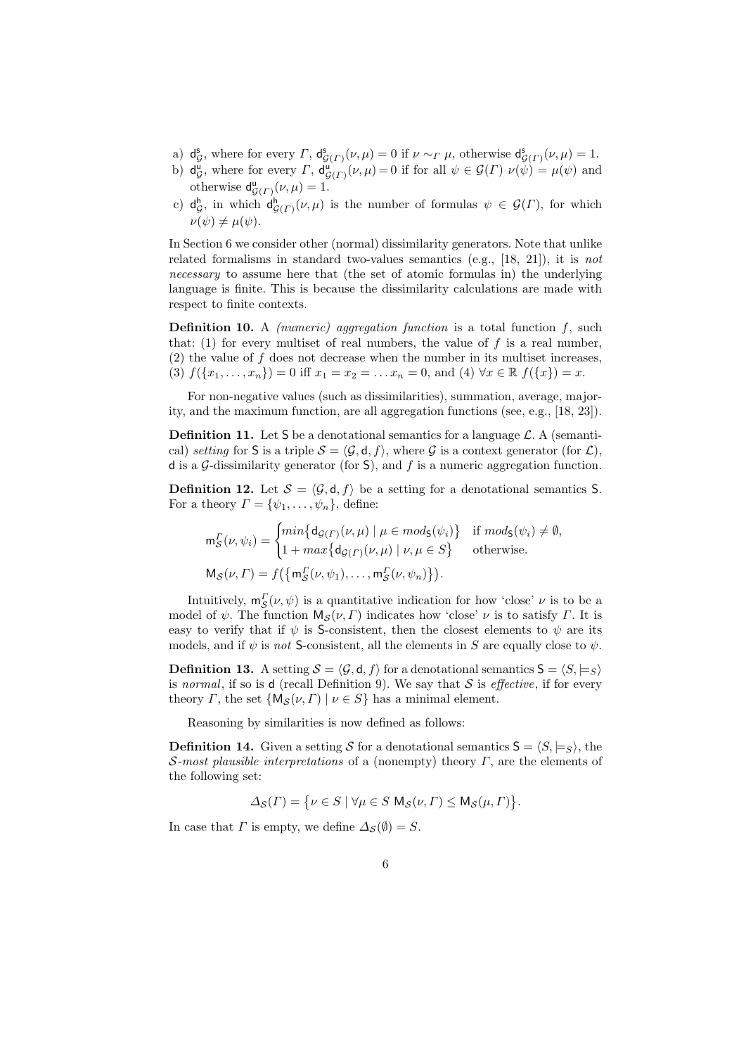a) $\mathsf{d}^{\mathsf{s}}_{\mathcal{G}}$, where for every $\Gamma$, $\mathsf{d}^{\mathsf{s}}_{\mathcal{G}(\Gamma)}(\nu,\mu) = 0$ if $\nu \sim_{\Gamma} \mu$, otherwise $\mathsf{d}^{\mathsf{s}}_{\mathcal{G}(\Gamma)}(\nu,\mu) = 1$.
b) $\mathsf{d}^{\mathsf{u}}_{\mathcal{G}}$, where for every $\Gamma$, $\mathsf{d}^{\mathsf{u}}_{\mathcal{G}(\Gamma)}(\nu,\mu) = 0$ if for all $\psi \in \mathcal{G}(\Gamma)$ $\nu(\psi) = \mu(\psi)$ and otherwise $\mathsf{d}^{\mathsf{u}}_{\mathcal{G}(\Gamma)}(\nu,\mu) = 1$.
c) $\mathsf{d}^{\mathsf{h}}_{\mathcal{G}}$, in which $\mathsf{d}^{\mathsf{h}}_{\mathcal{G}(\Gamma)}(\nu,\mu)$ is the number of formulas $\psi \in \mathcal{G}(\Gamma)$, for which $\nu(\psi) \neq \mu(\psi)$.

In Section 6 we consider other (normal) dissimilarity generators. Note that unlike related formalisms in standard two-values semantics (e.g., [18, 21]), it is *not necessary* to assume here that (the set of atomic formulas in) the underlying language is finite. This is because the dissimilarity calculations are made with respect to finite contexts.

**Definition 10.** A *(numeric) aggregation function* is a total function $f$, such that: (1) for every multiset of real numbers, the value of $f$ is a real number, (2) the value of $f$ does not decrease when the number in its multiset increases, (3) $f(\{x_1,\ldots,x_n\}) = 0$ iff $x_1 = x_2 = \ldots x_n = 0$, and (4) $\forall x \in \mathbb{R}$ $f(\{x\}) = x$.

For non-negative values (such as dissimilarities), summation, average, majority, and the maximum function, are all aggregation functions (see, e.g., [18, 23]).

**Definition 11.** Let $\mathsf{S}$ be a denotational semantics for a language $\mathcal{L}$. A (semantical) *setting* for $\mathsf{S}$ is a triple $\mathcal{S} = \langle \mathcal{G}, \mathsf{d}, f\rangle$, where $\mathcal{G}$ is a context generator (for $\mathcal{L}$), $\mathsf{d}$ is a $\mathcal{G}$-dissimilarity generator (for $\mathsf{S}$), and $f$ is a numeric aggregation function.

**Definition 12.** Let $\mathcal{S} = \langle \mathcal{G}, \mathsf{d}, f\rangle$ be a setting for a denotational semantics $\mathsf{S}$. For a theory $\Gamma = \{\psi_1,\ldots,\psi_n\}$, define:

$$\mathsf{m}^{\Gamma}_{\mathcal{S}}(\nu,\psi_i) = \begin{cases} min\big\{\mathsf{d}_{\mathcal{G}(\Gamma)}(\nu,\mu) \mid \mu \in mod_{\mathsf{S}}(\psi_i)\big\} & \text{if } mod_{\mathsf{S}}(\psi_i) \neq \emptyset,\\ 1 + max\big\{\mathsf{d}_{\mathcal{G}(\Gamma)}(\nu,\mu) \mid \nu,\mu \in S\big\} & \text{otherwise.}\end{cases}$$

$$\mathsf{M}_{\mathcal{S}}(\nu,\Gamma) = f\big(\big\{\mathsf{m}^{\Gamma}_{\mathcal{S}}(\nu,\psi_1),\ldots,\mathsf{m}^{\Gamma}_{\mathcal{S}}(\nu,\psi_n)\big\}\big).$$

Intuitively, $\mathsf{m}^{\Gamma}_{\mathcal{S}}(\nu,\psi)$ is a quantitative indication for how 'close' $\nu$ is to be a model of $\psi$. The function $\mathsf{M}_{\mathcal{S}}(\nu,\Gamma)$ indicates how 'close' $\nu$ is to satisfy $\Gamma$. It is easy to verify that if $\psi$ is $\mathsf{S}$-consistent, then the closest elements to $\psi$ are its models, and if $\psi$ is *not* $\mathsf{S}$-consistent, all the elements in $S$ are equally close to $\psi$.

**Definition 13.** A setting $\mathcal{S} = \langle \mathcal{G}, \mathsf{d}, f\rangle$ for a denotational semantics $\mathsf{S} = \langle S, \models_S\rangle$ is *normal*, if so is $\mathsf{d}$ (recall Definition 9). We say that $\mathcal{S}$ is *effective*, if for every theory $\Gamma$, the set $\{\mathsf{M}_{\mathcal{S}}(\nu,\Gamma) \mid \nu \in S\}$ has a minimal element.

Reasoning by similarities is now defined as follows:

**Definition 14.** Given a setting $\mathcal{S}$ for a denotational semantics $\mathsf{S} = \langle S, \models_S\rangle$, the $\mathcal{S}$*-most plausible interpretations* of a (nonempty) theory $\Gamma$, are the elements of the following set:

$$\Delta_{\mathcal{S}}(\Gamma) = \big\{\nu \in S \mid \forall \mu \in S\ \mathsf{M}_{\mathcal{S}}(\nu,\Gamma) \leq \mathsf{M}_{\mathcal{S}}(\mu,\Gamma)\big\}.$$

In case that $\Gamma$ is empty, we define $\Delta_{\mathcal{S}}(\emptyset) = S$.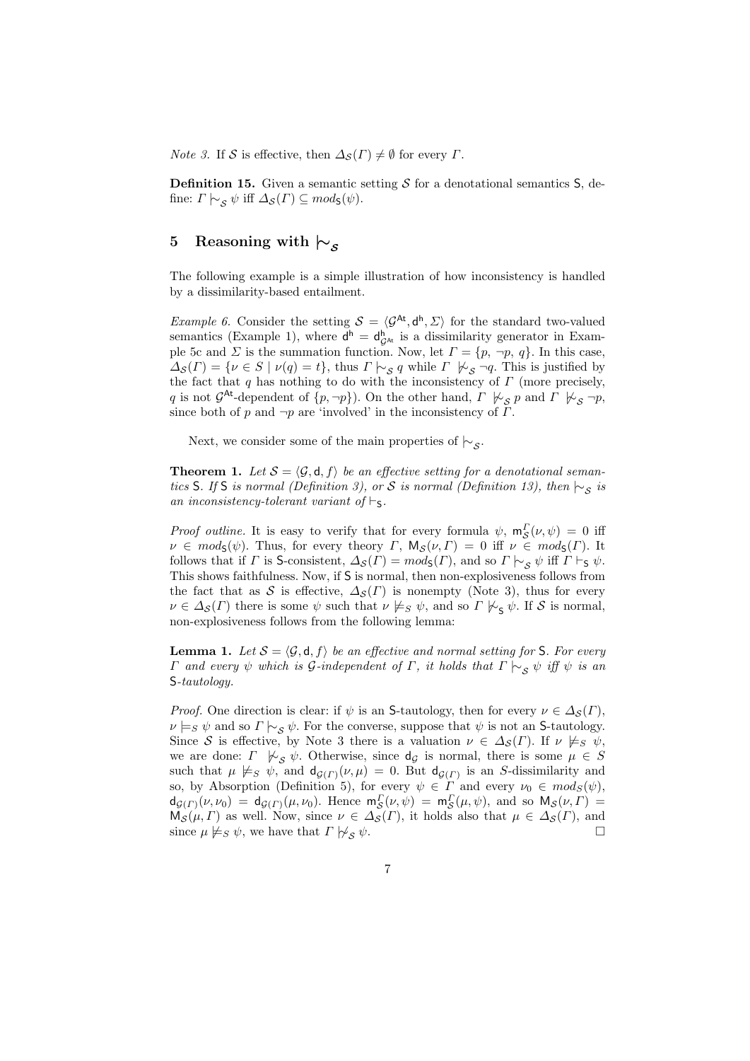*Note 3.* If $\mathcal{S}$ is effective, then $\Delta_{\mathcal{S}}(\Gamma) \neq \emptyset$ for every $\Gamma$.

**Definition 15.** Given a semantic setting $\mathcal{S}$ for a denotational semantics $\mathsf{S}$, define: $\Gamma \mid\!\sim_{\mathcal{S}} \psi$ iff $\Delta_{\mathcal{S}}(\Gamma) \subseteq mod_{\mathsf{S}}(\psi)$.

## 5 Reasoning with $\mid\!\sim_{\mathcal{S}}$

The following example is a simple illustration of how inconsistency is handled by a dissimilarity-based entailment.

*Example 6.* Consider the setting $\mathcal{S} = \langle \mathcal{G}^{\mathsf{At}}, \mathsf{d}^{\mathsf{h}}, \Sigma \rangle$ for the standard two-valued semantics (Example 1), where $\mathsf{d}^{\mathsf{h}} = \mathsf{d}^{\mathsf{h}}_{\mathcal{G}^{\mathsf{At}}}$ is a dissimilarity generator in Example 5c and $\Sigma$ is the summation function. Now, let $\Gamma = \{p, \neg p, q\}$. In this case, $\Delta_{\mathcal{S}}(\Gamma) = \{\nu \in S \mid \nu(q) = t\}$, thus $\Gamma \mid\!\sim_{\mathcal{S}} q$ while $\Gamma \not\mid\!\sim_{\mathcal{S}} \neg q$. This is justified by the fact that $q$ has nothing to do with the inconsistency of $\Gamma$ (more precisely, $q$ is not $\mathcal{G}^{\mathsf{At}}$-dependent of $\{p, \neg p\}$). On the other hand, $\Gamma \not\mid\!\sim_{\mathcal{S}} p$ and $\Gamma \not\mid\!\sim_{\mathcal{S}} \neg p$, since both of $p$ and $\neg p$ are 'involved' in the inconsistency of $\Gamma$.

Next, we consider some of the main properties of $\mid\!\sim_{\mathcal{S}}$.

**Theorem 1.** *Let $\mathcal{S} = \langle \mathcal{G}, \mathsf{d}, f \rangle$ be an effective setting for a denotational semantics $\mathsf{S}$. If $\mathsf{S}$ is normal (Definition 3), or $\mathcal{S}$ is normal (Definition 13), then $\mid\!\sim_{\mathcal{S}}$ is an inconsistency-tolerant variant of $\vdash_{\mathsf{S}}$.*

*Proof outline.* It is easy to verify that for every formula $\psi$, $\mathsf{m}^{\Gamma}_{\mathcal{S}}(\nu, \psi) = 0$ iff $\nu \in mod_{\mathsf{S}}(\psi)$. Thus, for every theory $\Gamma$, $\mathsf{M}_{\mathcal{S}}(\nu, \Gamma) = 0$ iff $\nu \in mod_{\mathsf{S}}(\Gamma)$. It follows that if $\Gamma$ is $\mathsf{S}$-consistent, $\Delta_{\mathcal{S}}(\Gamma) = mod_{\mathsf{S}}(\Gamma)$, and so $\Gamma \mid\!\sim_{\mathcal{S}} \psi$ iff $\Gamma \vdash_{\mathsf{S}} \psi$. This shows faithfulness. Now, if $\mathsf{S}$ is normal, then non-explosiveness follows from the fact that as $\mathcal{S}$ is effective, $\Delta_{\mathcal{S}}(\Gamma)$ is nonempty (Note 3), thus for every $\nu \in \Delta_{\mathcal{S}}(\Gamma)$ there is some $\psi$ such that $\nu \not\models_S \psi$, and so $\Gamma \not\mid\!\sim_{\mathsf{S}} \psi$. If $\mathcal{S}$ is normal, non-explosiveness follows from the following lemma:

**Lemma 1.** *Let $\mathcal{S} = \langle \mathcal{G}, \mathsf{d}, f \rangle$ be an effective and normal setting for $\mathsf{S}$. For every $\Gamma$ and every $\psi$ which is $\mathcal{G}$-independent of $\Gamma$, it holds that $\Gamma \mid\!\sim_{\mathcal{S}} \psi$ iff $\psi$ is an $\mathsf{S}$-tautology.*

*Proof.* One direction is clear: if $\psi$ is an $\mathsf{S}$-tautology, then for every $\nu \in \Delta_{\mathcal{S}}(\Gamma)$, $\nu \models_S \psi$ and so $\Gamma \mid\!\sim_{\mathcal{S}} \psi$. For the converse, suppose that $\psi$ is not an $\mathsf{S}$-tautology. Since $\mathcal{S}$ is effective, by Note 3 there is a valuation $\nu \in \Delta_{\mathcal{S}}(\Gamma)$. If $\nu \not\models_S \psi$, we are done: $\Gamma \not\mid\!\sim_{\mathcal{S}} \psi$. Otherwise, since $\mathsf{d}_{\mathcal{G}}$ is normal, there is some $\mu \in S$ such that $\mu \not\models_S \psi$, and $\mathsf{d}_{\mathcal{G}(\Gamma)}(\nu, \mu) = 0$. But $\mathsf{d}_{\mathcal{G}(\Gamma)}$ is an $S$-dissimilarity and so, by Absorption (Definition 5), for every $\psi \in \Gamma$ and every $\nu_0 \in mod_S(\psi)$, $\mathsf{d}_{\mathcal{G}(\Gamma)}(\nu, \nu_0) = \mathsf{d}_{\mathcal{G}(\Gamma)}(\mu, \nu_0)$. Hence $\mathsf{m}^{\Gamma}_{\mathcal{S}}(\nu, \psi) = \mathsf{m}^{\Gamma}_{\mathcal{S}}(\mu, \psi)$, and so $\mathsf{M}_{\mathcal{S}}(\nu, \Gamma) = \mathsf{M}_{\mathcal{S}}(\mu, \Gamma)$ as well. Now, since $\nu \in \Delta_{\mathcal{S}}(\Gamma)$, it holds also that $\mu \in \Delta_{\mathcal{S}}(\Gamma)$, and since $\mu \not\models_S \psi$, we have that $\Gamma \not\mid\!\sim_{\mathcal{S}} \psi$. $\square$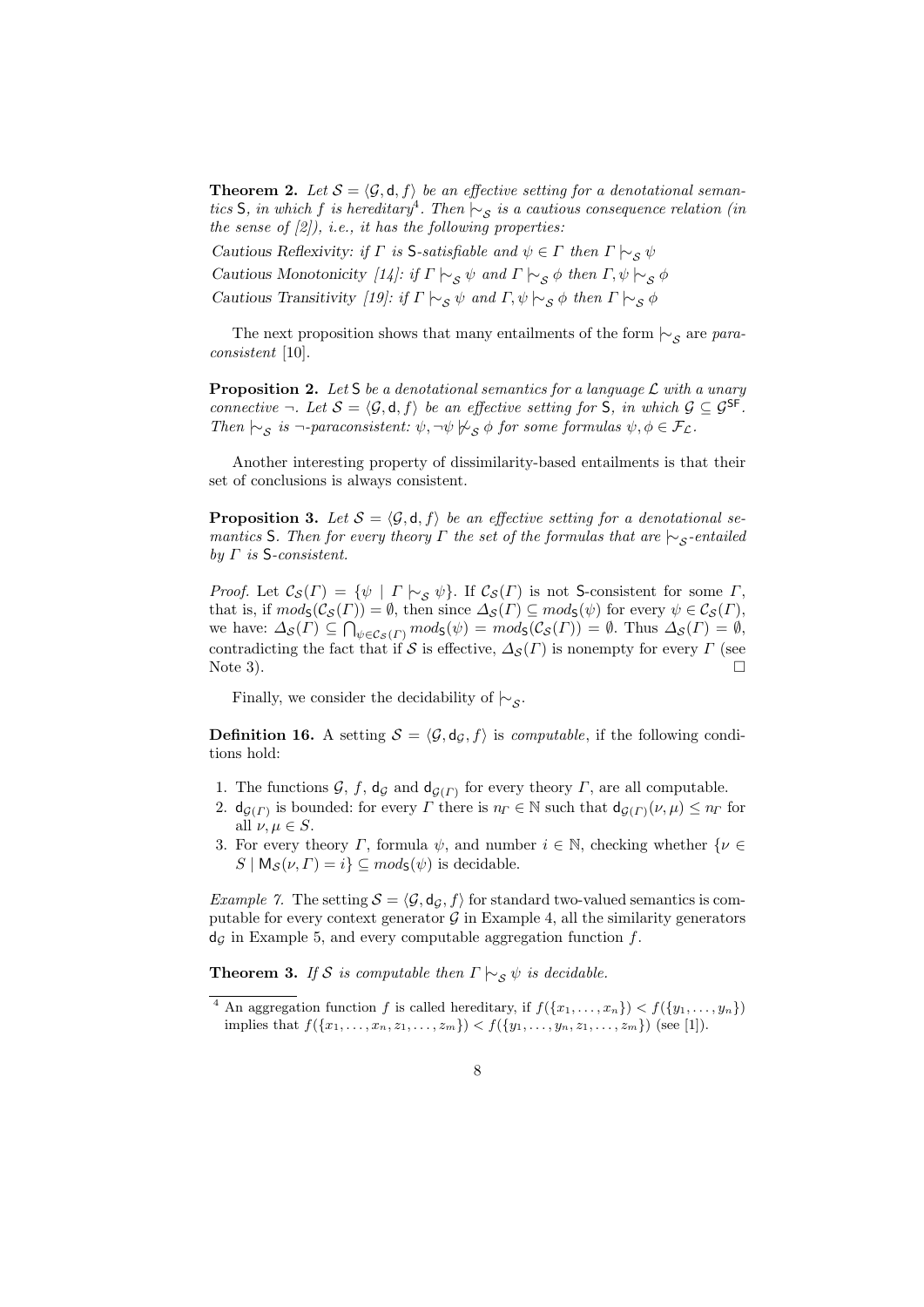**Theorem 2.** *Let $\mathcal{S} = \langle \mathcal{G}, \mathsf{d}, f \rangle$ be an effective setting for a denotational semantics* $\mathsf{S}$*, in which* $f$ *is hereditary*[4]. *Then* $\mid\!\sim_{\mathcal{S}}$ *is a cautious consequence relation (in the sense of [2]), i.e., it has the following properties:*

*Cautious Reflexivity: if $\Gamma$ is* $\mathsf{S}$*-satisfiable and $\psi \in \Gamma$ then $\Gamma \mid\!\sim_{\mathcal{S}} \psi$*

*Cautious Monotonicity [14]: if $\Gamma \mid\!\sim_{\mathcal{S}} \psi$ and $\Gamma \mid\!\sim_{\mathcal{S}} \phi$ then $\Gamma, \psi \mid\!\sim_{\mathcal{S}} \phi$*

*Cautious Transitivity [19]: if $\Gamma \mid\!\sim_{\mathcal{S}} \psi$ and $\Gamma, \psi \mid\!\sim_{\mathcal{S}} \phi$ then $\Gamma \mid\!\sim_{\mathcal{S}} \phi$*

The next proposition shows that many entailments of the form $\mid\!\sim_{\mathcal{S}}$ are *paraconsistent* [10].

**Proposition 2.** *Let* $\mathsf{S}$ *be a denotational semantics for a language $\mathcal{L}$ with a unary connective $\neg$. Let $\mathcal{S} = \langle \mathcal{G}, \mathsf{d}, f \rangle$ be an effective setting for* $\mathsf{S}$*, in which $\mathcal{G} \subseteq \mathcal{G}^{\mathsf{SF}}$. Then $\mid\!\sim_{\mathcal{S}}$ is $\neg$-paraconsistent: $\psi, \neg\psi \not\mid\!\sim_{\mathcal{S}} \phi$ for some formulas $\psi, \phi \in \mathcal{F}_{\mathcal{L}}$.*

Another interesting property of dissimilarity-based entailments is that their set of conclusions is always consistent.

**Proposition 3.** *Let $\mathcal{S} = \langle \mathcal{G}, \mathsf{d}, f \rangle$ be an effective setting for a denotational semantics* $\mathsf{S}$*. Then for every theory $\Gamma$ the set of the formulas that are $\mid\!\sim_{\mathcal{S}}$-entailed by $\Gamma$ is* $\mathsf{S}$*-consistent.*

*Proof.* Let $\mathcal{C}_{\mathcal{S}}(\Gamma) = \{\psi \mid \Gamma \mid\!\sim_{\mathcal{S}} \psi\}$. If $\mathcal{C}_{\mathcal{S}}(\Gamma)$ is not $\mathsf{S}$-consistent for some $\Gamma$, that is, if $mod_{\mathsf{S}}(\mathcal{C}_{\mathcal{S}}(\Gamma)) = \emptyset$, then since $\Delta_{\mathcal{S}}(\Gamma) \subseteq mod_{\mathsf{S}}(\psi)$ for every $\psi \in \mathcal{C}_{\mathcal{S}}(\Gamma)$, we have: $\Delta_{\mathcal{S}}(\Gamma) \subseteq \bigcap_{\psi \in \mathcal{C}_{\mathcal{S}}(\Gamma)} mod_{\mathsf{S}}(\psi) = mod_{\mathsf{S}}(\mathcal{C}_{\mathcal{S}}(\Gamma)) = \emptyset$. Thus $\Delta_{\mathcal{S}}(\Gamma) = \emptyset$, contradicting the fact that if $\mathcal{S}$ is effective, $\Delta_{\mathcal{S}}(\Gamma)$ is nonempty for every $\Gamma$ (see Note 3). □

Finally, we consider the decidability of $\mid\!\sim_{\mathcal{S}}$.

**Definition 16.** A setting $\mathcal{S} = \langle \mathcal{G}, \mathsf{d}_{\mathcal{G}}, f \rangle$ is *computable*, if the following conditions hold:

1. The functions $\mathcal{G}$, $f$, $\mathsf{d}_{\mathcal{G}}$ and $\mathsf{d}_{\mathcal{G}(\Gamma)}$ for every theory $\Gamma$, are all computable.
2. $\mathsf{d}_{\mathcal{G}(\Gamma)}$ is bounded: for every $\Gamma$ there is $n_{\Gamma} \in \mathbb{N}$ such that $\mathsf{d}_{\mathcal{G}(\Gamma)}(\nu, \mu) \leq n_{\Gamma}$ for all $\nu, \mu \in S$.
3. For every theory $\Gamma$, formula $\psi$, and number $i \in \mathbb{N}$, checking whether $\{\nu \in S \mid \mathsf{M}_{\mathcal{S}}(\nu, \Gamma) = i\} \subseteq mod_{\mathsf{S}}(\psi)$ is decidable.

*Example 7.* The setting $\mathcal{S} = \langle \mathcal{G}, \mathsf{d}_{\mathcal{G}}, f \rangle$ for standard two-valued semantics is computable for every context generator $\mathcal{G}$ in Example 4, all the similarity generators $\mathsf{d}_{\mathcal{G}}$ in Example 5, and every computable aggregation function $f$.

**Theorem 3.** *If $\mathcal{S}$ is computable then $\Gamma \mid\!\sim_{\mathcal{S}} \psi$ is decidable.*

---

[4] An aggregation function $f$ is called hereditary, if $f(\{x_1, \ldots, x_n\}) < f(\{y_1, \ldots, y_n\})$ implies that $f(\{x_1, \ldots, x_n, z_1, \ldots, z_m\}) < f(\{y_1, \ldots, y_n, z_1, \ldots, z_m\})$ (see [1]).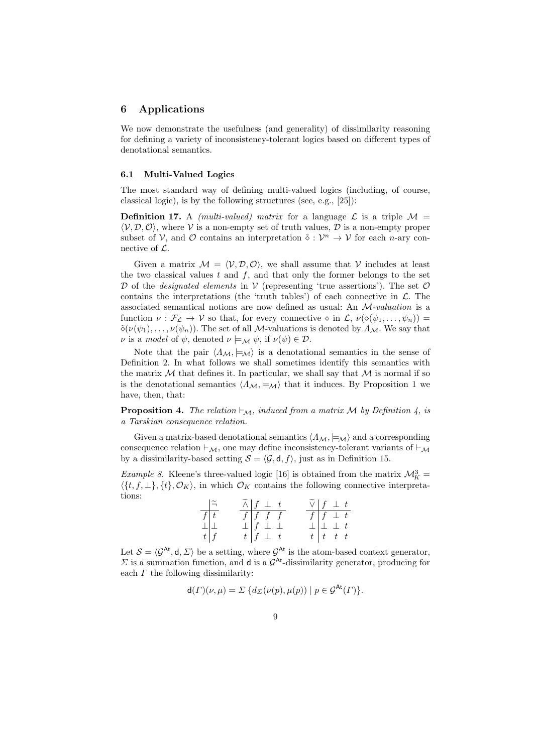## 6 Applications

We now demonstrate the usefulness (and generality) of dissimilarity reasoning for defining a variety of inconsistency-tolerant logics based on different types of denotational semantics.

### 6.1 Multi-Valued Logics

The most standard way of defining multi-valued logics (including, of course, classical logic), is by the following structures (see, e.g., [25]):

**Definition 17.** A *(multi-valued) matrix* for a language $\mathcal{L}$ is a triple $\mathcal{M} = \langle \mathcal{V}, \mathcal{D}, \mathcal{O} \rangle$, where $\mathcal{V}$ is a non-empty set of truth values, $\mathcal{D}$ is a non-empty proper subset of $\mathcal{V}$, and $\mathcal{O}$ contains an interpretation $\tilde{\diamond} : \mathcal{V}^n \to \mathcal{V}$ for each $n$-ary connective of $\mathcal{L}$.

Given a matrix $\mathcal{M} = \langle \mathcal{V}, \mathcal{D}, \mathcal{O} \rangle$, we shall assume that $\mathcal{V}$ includes at least the two classical values $t$ and $f$, and that only the former belongs to the set $\mathcal{D}$ of the *designated elements* in $\mathcal{V}$ (representing 'true assertions'). The set $\mathcal{O}$ contains the interpretations (the 'truth tables') of each connective in $\mathcal{L}$. The associated semantical notions are now defined as usual: An $\mathcal{M}$-*valuation* is a function $\nu : \mathcal{F}_{\mathcal{L}} \to \mathcal{V}$ so that, for every connective $\diamond$ in $\mathcal{L}$, $\nu(\diamond(\psi_1, \ldots, \psi_n)) = \tilde{\diamond}(\nu(\psi_1), \ldots, \nu(\psi_n))$. The set of all $\mathcal{M}$-valuations is denoted by $\Lambda_{\mathcal{M}}$. We say that $\nu$ is a *model* of $\psi$, denoted $\nu \models_{\mathcal{M}} \psi$, if $\nu(\psi) \in \mathcal{D}$.

Note that the pair $\langle \Lambda_{\mathcal{M}}, \models_{\mathcal{M}} \rangle$ is a denotational semantics in the sense of Definition 2. In what follows we shall sometimes identify this semantics with the matrix $\mathcal{M}$ that defines it. In particular, we shall say that $\mathcal{M}$ is normal if so is the denotational semantics $\langle \Lambda_{\mathcal{M}}, \models_{\mathcal{M}} \rangle$ that it induces. By Proposition 1 we have, then, that:

**Proposition 4.** *The relation $\vdash_{\mathcal{M}}$, induced from a matrix $\mathcal{M}$ by Definition 4, is a Tarskian consequence relation.*

Given a matrix-based denotational semantics $\langle \Lambda_{\mathcal{M}}, \models_{\mathcal{M}} \rangle$ and a corresponding consequence relation $\vdash_{\mathcal{M}}$, one may define inconsistency-tolerant variants of $\vdash_{\mathcal{M}}$ by a dissimilarity-based setting $\mathcal{S} = \langle \mathcal{G}, \mathsf{d}, f \rangle$, just as in Definition 15.

*Example 8.* Kleene's three-valued logic [16] is obtained from the matrix $\mathcal{M}^3_K = \langle \{t, f, \bot\}, \{t\}, \mathcal{O}_K \rangle$, in which $\mathcal{O}_K$ contains the following connective interpretations:

| | $\tilde{\neg}$ |
|---|---|
| $f$ | $t$ |
| $\bot$ | $\bot$ |
| $t$ | $f$ |

| $\tilde{\wedge}$ | $f$ | $\bot$ | $t$ |
|---|---|---|---|
| $f$ | $f$ | $f$ | $f$ |
| $\bot$ | $f$ | $\bot$ | $\bot$ |
| $t$ | $f$ | $\bot$ | $t$ |

| $\tilde{\vee}$ | $f$ | $\bot$ | $t$ |
|---|---|---|---|
| $f$ | $f$ | $\bot$ | $t$ |
| $\bot$ | $\bot$ | $\bot$ | $t$ |
| $t$ | $t$ | $t$ | $t$ |

Let $\mathcal{S} = \langle \mathcal{G}^{\mathsf{At}}, \mathsf{d}, \Sigma \rangle$ be a setting, where $\mathcal{G}^{\mathsf{At}}$ is the atom-based context generator, $\Sigma$ is a summation function, and $\mathsf{d}$ is a $\mathcal{G}^{\mathsf{At}}$-dissimilarity generator, producing for each $\Gamma$ the following dissimilarity:

$$\mathsf{d}(\Gamma)(\nu, \mu) = \Sigma \, \{d_{\Sigma}(\nu(p), \mu(p)) \mid p \in \mathcal{G}^{\mathsf{At}}(\Gamma)\}.$$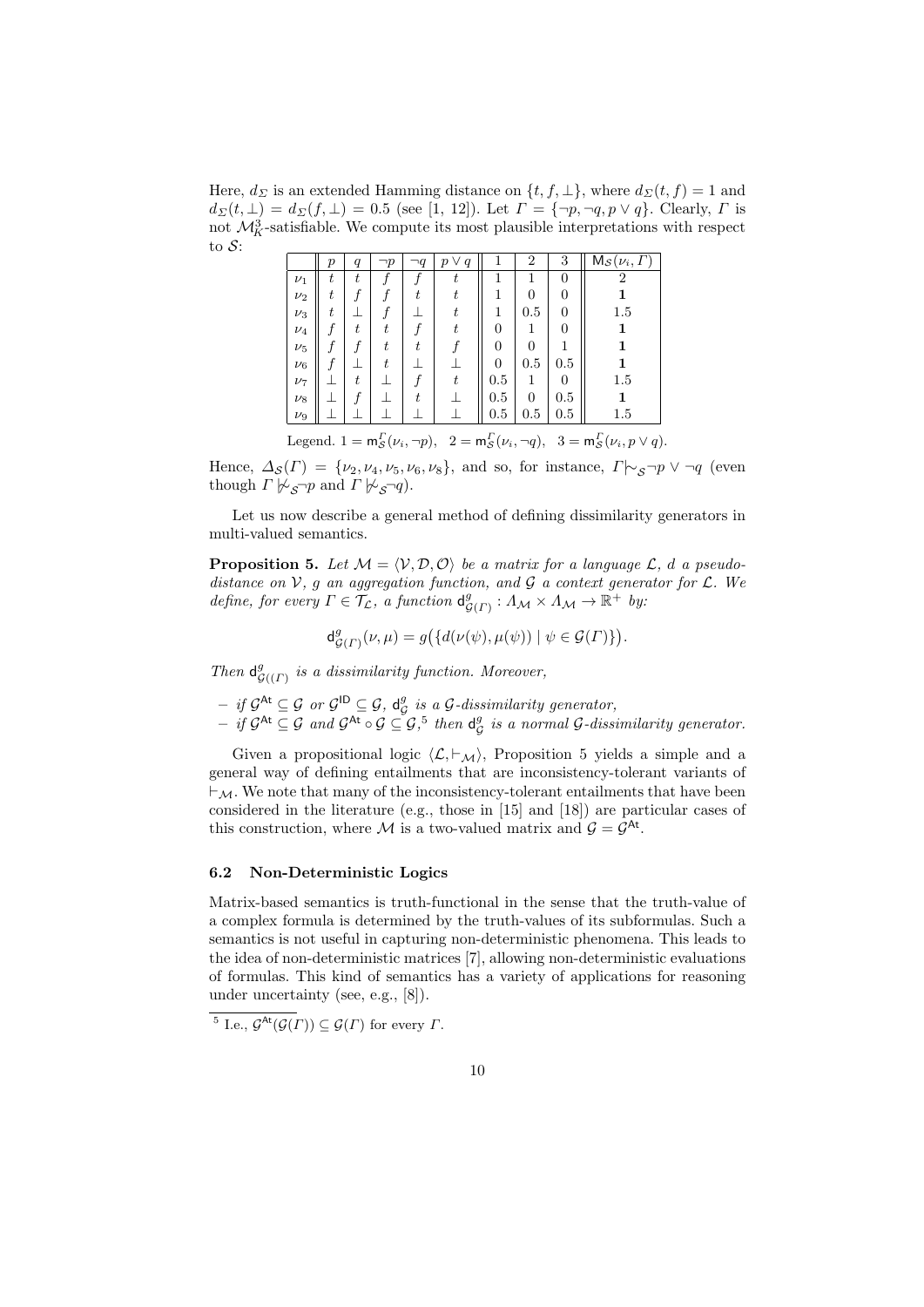Here, $d_\Sigma$ is an extended Hamming distance on $\{t, f, \bot\}$, where $d_\Sigma(t, f) = 1$ and $d_\Sigma(t, \bot) = d_\Sigma(f, \bot) = 0.5$ (see [1, 12]). Let $\Gamma = \{\neg p, \neg q, p \vee q\}$. Clearly, $\Gamma$ is not $\mathcal{M}^3_K$-satisfiable. We compute its most plausible interpretations with respect to $\mathcal{S}$:

| | $p$ | $q$ | $\neg p$ | $\neg q$ | $p \vee q$ | 1 | 2 | 3 | $\mathsf{M}_\mathcal{S}(\nu_i, \Gamma)$ |
|---|---|---|---|---|---|---|---|---|---|
| $\nu_1$ | $t$ | $t$ | $f$ | $f$ | $t$ | 1 | 1 | 0 | 2 |
| $\nu_2$ | $t$ | $f$ | $f$ | $t$ | $t$ | 1 | 0 | 0 | **1** |
| $\nu_3$ | $t$ | $\bot$ | $f$ | $\bot$ | $t$ | 1 | 0.5 | 0 | 1.5 |
| $\nu_4$ | $f$ | $t$ | $t$ | $f$ | $t$ | 0 | 1 | 0 | **1** |
| $\nu_5$ | $f$ | $f$ | $t$ | $t$ | $f$ | 0 | 0 | 1 | **1** |
| $\nu_6$ | $f$ | $\bot$ | $t$ | $\bot$ | $\bot$ | 0 | 0.5 | 0.5 | **1** |
| $\nu_7$ | $\bot$ | $t$ | $\bot$ | $f$ | $t$ | 0.5 | 1 | 0 | 1.5 |
| $\nu_8$ | $\bot$ | $f$ | $\bot$ | $t$ | $\bot$ | 0.5 | 0 | 0.5 | **1** |
| $\nu_9$ | $\bot$ | $\bot$ | $\bot$ | $\bot$ | $\bot$ | 0.5 | 0.5 | 0.5 | 1.5 |

Legend. $1 = \mathsf{m}^\Gamma_\mathcal{S}(\nu_i, \neg p)$, $2 = \mathsf{m}^\Gamma_\mathcal{S}(\nu_i, \neg q)$, $3 = \mathsf{m}^\Gamma_\mathcal{S}(\nu_i, p \vee q)$.

Hence, $\Delta_\mathcal{S}(\Gamma) = \{\nu_2, \nu_4, \nu_5, \nu_6, \nu_8\}$, and so, for instance, $\Gamma \mid\!\sim_\mathcal{S} \neg p \vee \neg q$ (even though $\Gamma \not\mid\!\sim_\mathcal{S} \neg p$ and $\Gamma \not\mid\!\sim_\mathcal{S} \neg q$).

Let us now describe a general method of defining dissimilarity generators in multi-valued semantics.

**Proposition 5.** *Let $\mathcal{M} = \langle \mathcal{V}, \mathcal{D}, \mathcal{O} \rangle$ be a matrix for a language $\mathcal{L}$, $d$ a pseudo-distance on $\mathcal{V}$, $g$ an aggregation function, and $\mathcal{G}$ a context generator for $\mathcal{L}$. We define, for every $\Gamma \in \mathcal{T}_\mathcal{L}$, a function $\mathsf{d}^g_{\mathcal{G}(\Gamma)} : \Lambda_\mathcal{M} \times \Lambda_\mathcal{M} \to \mathbb{R}^+$ by:*

$$\mathsf{d}^g_{\mathcal{G}(\Gamma)}(\nu, \mu) = g\big(\{d(\nu(\psi), \mu(\psi)) \mid \psi \in \mathcal{G}(\Gamma)\}\big).$$

*Then $\mathsf{d}^g_{\mathcal{G}((\Gamma)}$ is a dissimilarity function. Moreover,*

- *if $\mathcal{G}^{\mathsf{At}} \subseteq \mathcal{G}$ or $\mathcal{G}^{\mathsf{ID}} \subseteq \mathcal{G}$, $\mathsf{d}^g_\mathcal{G}$ is a $\mathcal{G}$-dissimilarity generator,*
- *if $\mathcal{G}^{\mathsf{At}} \subseteq \mathcal{G}$ and $\mathcal{G}^{\mathsf{At}} \circ \mathcal{G} \subseteq \mathcal{G}$,[5] then $\mathsf{d}^g_\mathcal{G}$ is a normal $\mathcal{G}$-dissimilarity generator.*

Given a propositional logic $\langle \mathcal{L}, \vdash_\mathcal{M} \rangle$, Proposition 5 yields a simple and a general way of defining entailments that are inconsistency-tolerant variants of $\vdash_\mathcal{M}$. We note that many of the inconsistency-tolerant entailments that have been considered in the literature (e.g., those in [15] and [18]) are particular cases of this construction, where $\mathcal{M}$ is a two-valued matrix and $\mathcal{G} = \mathcal{G}^{\mathsf{At}}$.

### 6.2 Non-Deterministic Logics

Matrix-based semantics is truth-functional in the sense that the truth-value of a complex formula is determined by the truth-values of its subformulas. Such a semantics is not useful in capturing non-deterministic phenomena. This leads to the idea of non-deterministic matrices [7], allowing non-deterministic evaluations of formulas. This kind of semantics has a variety of applications for reasoning under uncertainty (see, e.g., [8]).

[5] I.e., $\mathcal{G}^{\mathsf{At}}(\mathcal{G}(\Gamma)) \subseteq \mathcal{G}(\Gamma)$ for every $\Gamma$.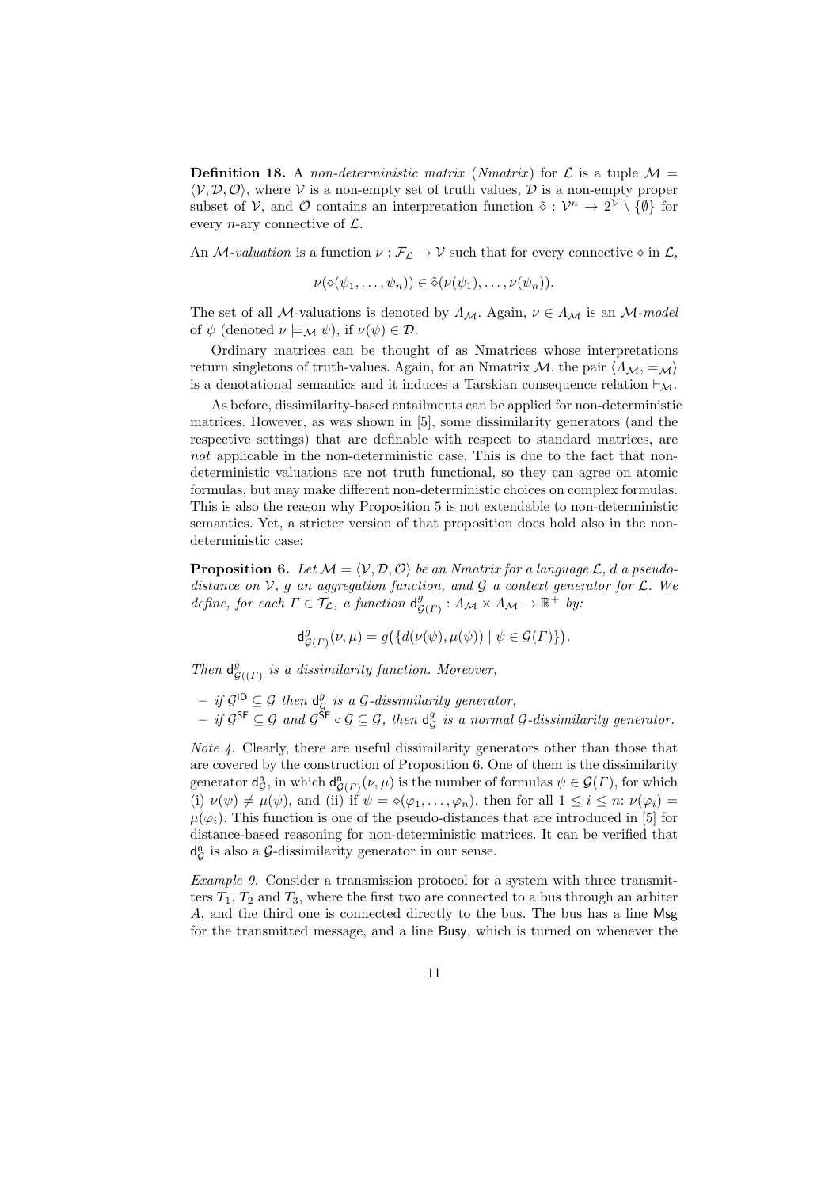**Definition 18.** A *non-deterministic matrix* (*Nmatrix*) for $\mathcal{L}$ is a tuple $\mathcal{M} = \langle \mathcal{V}, \mathcal{D}, \mathcal{O} \rangle$, where $\mathcal{V}$ is a non-empty set of truth values, $\mathcal{D}$ is a non-empty proper subset of $\mathcal{V}$, and $\mathcal{O}$ contains an interpretation function $\tilde{\diamond} : \mathcal{V}^n \to 2^{\mathcal{V}} \setminus \{\emptyset\}$ for every $n$-ary connective of $\mathcal{L}$.

An $\mathcal{M}$-*valuation* is a function $\nu : \mathcal{F}_{\mathcal{L}} \to \mathcal{V}$ such that for every connective $\diamond$ in $\mathcal{L}$,

$$\nu(\diamond(\psi_1, \ldots, \psi_n)) \in \tilde{\diamond}(\nu(\psi_1), \ldots, \nu(\psi_n)).$$

The set of all $\mathcal{M}$-valuations is denoted by $\Lambda_{\mathcal{M}}$. Again, $\nu \in \Lambda_{\mathcal{M}}$ is an $\mathcal{M}$-*model* of $\psi$ (denoted $\nu \models_{\mathcal{M}} \psi$), if $\nu(\psi) \in \mathcal{D}$.

Ordinary matrices can be thought of as Nmatrices whose interpretations return singletons of truth-values. Again, for an Nmatrix $\mathcal{M}$, the pair $\langle \Lambda_{\mathcal{M}}, \models_{\mathcal{M}} \rangle$ is a denotational semantics and it induces a Tarskian consequence relation $\vdash_{\mathcal{M}}$.

As before, dissimilarity-based entailments can be applied for non-deterministic matrices. However, as was shown in [5], some dissimilarity generators (and the respective settings) that are definable with respect to standard matrices, are *not* applicable in the non-deterministic case. This is due to the fact that non-deterministic valuations are not truth functional, so they can agree on atomic formulas, but may make different non-deterministic choices on complex formulas. This is also the reason why Proposition 5 is not extendable to non-deterministic semantics. Yet, a stricter version of that proposition does hold also in the non-deterministic case:

**Proposition 6.** *Let $\mathcal{M} = \langle \mathcal{V}, \mathcal{D}, \mathcal{O} \rangle$ be an Nmatrix for a language $\mathcal{L}$, $d$ a pseudo-distance on $\mathcal{V}$, $g$ an aggregation function, and $\mathcal{G}$ a context generator for $\mathcal{L}$. We define, for each $\Gamma \in \mathcal{T}_{\mathcal{L}}$, a function $\mathsf{d}^g_{\mathcal{G}(\Gamma)} : \Lambda_{\mathcal{M}} \times \Lambda_{\mathcal{M}} \to \mathbb{R}^+$ by:*

$$\mathsf{d}^g_{\mathcal{G}(\Gamma)}(\nu, \mu) = g\big(\{d(\nu(\psi), \mu(\psi)) \mid \psi \in \mathcal{G}(\Gamma)\}\big).$$

*Then $\mathsf{d}^g_{\mathcal{G}((\Gamma)}$ is a dissimilarity function. Moreover,*

- *if $\mathcal{G}^{\mathsf{ID}} \subseteq \mathcal{G}$ then $\mathsf{d}^g_{\mathcal{G}}$ is a $\mathcal{G}$-dissimilarity generator,*
- *if $\mathcal{G}^{\mathsf{SF}} \subseteq \mathcal{G}$ and $\mathcal{G}^{\mathsf{SF}} \circ \mathcal{G} \subseteq \mathcal{G}$, then $\mathsf{d}^g_{\mathcal{G}}$ is a normal $\mathcal{G}$-dissimilarity generator.*

*Note 4.* Clearly, there are useful dissimilarity generators other than those that are covered by the construction of Proposition 6. One of them is the dissimilarity generator $\mathsf{d}^{\mathsf{n}}_{\mathcal{G}}$, in which $\mathsf{d}^{\mathsf{n}}_{\mathcal{G}(\Gamma)}(\nu, \mu)$ is the number of formulas $\psi \in \mathcal{G}(\Gamma)$, for which (i) $\nu(\psi) \neq \mu(\psi)$, and (ii) if $\psi = \diamond(\varphi_1, \ldots, \varphi_n)$, then for all $1 \leq i \leq n$: $\nu(\varphi_i) = \mu(\varphi_i)$. This function is one of the pseudo-distances that are introduced in [5] for distance-based reasoning for non-deterministic matrices. It can be verified that $\mathsf{d}^{\mathsf{n}}_{\mathcal{G}}$ is also a $\mathcal{G}$-dissimilarity generator in our sense.

*Example 9.* Consider a transmission protocol for a system with three transmitters $T_1$, $T_2$ and $T_3$, where the first two are connected to a bus through an arbiter $A$, and the third one is connected directly to the bus. The bus has a line $\mathsf{Msg}$ for the transmitted message, and a line $\mathsf{Busy}$, which is turned on whenever the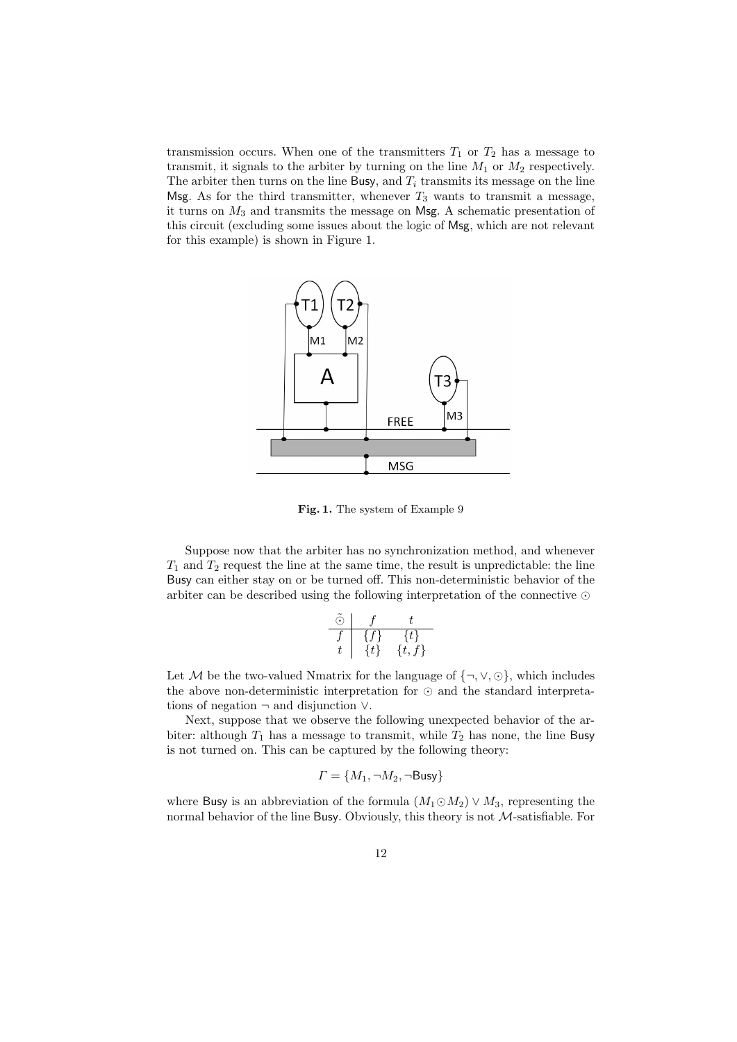transmission occurs. When one of the transmitters $T_1$ or $T_2$ has a message to transmit, it signals to the arbiter by turning on the line $M_1$ or $M_2$ respectively. The arbiter then turns on the line Busy, and $T_i$ transmits its message on the line Msg. As for the third transmitter, whenever $T_3$ wants to transmit a message, it turns on $M_3$ and transmits the message on Msg. A schematic presentation of this circuit (excluding some issues about the logic of Msg, which are not relevant for this example) is shown in Figure 1.

**Fig. 1.** The system of Example 9

Suppose now that the arbiter has no synchronization method, and whenever $T_1$ and $T_2$ request the line at the same time, the result is unpredictable: the line Busy can either stay on or be turned off. This non-deterministic behavior of the arbiter can be described using the following interpretation of the connective $\odot$

| $\tilde{\odot}$ | $f$ | $t$ |
|---|---|---|
| $f$ | $\{f\}$ | $\{t\}$ |
| $t$ | $\{t\}$ | $\{t, f\}$ |

Let $\mathcal{M}$ be the two-valued Nmatrix for the language of $\{\neg, \vee, \odot\}$, which includes the above non-deterministic interpretation for $\odot$ and the standard interpretations of negation $\neg$ and disjunction $\vee$.

Next, suppose that we observe the following unexpected behavior of the arbiter: although $T_1$ has a message to transmit, while $T_2$ has none, the line Busy is not turned on. This can be captured by the following theory:

$$\Gamma = \{M_1, \neg M_2, \neg \mathsf{Busy}\}$$

where Busy is an abbreviation of the formula $(M_1 \odot M_2) \vee M_3$, representing the normal behavior of the line Busy. Obviously, this theory is not $\mathcal{M}$-satisfiable. For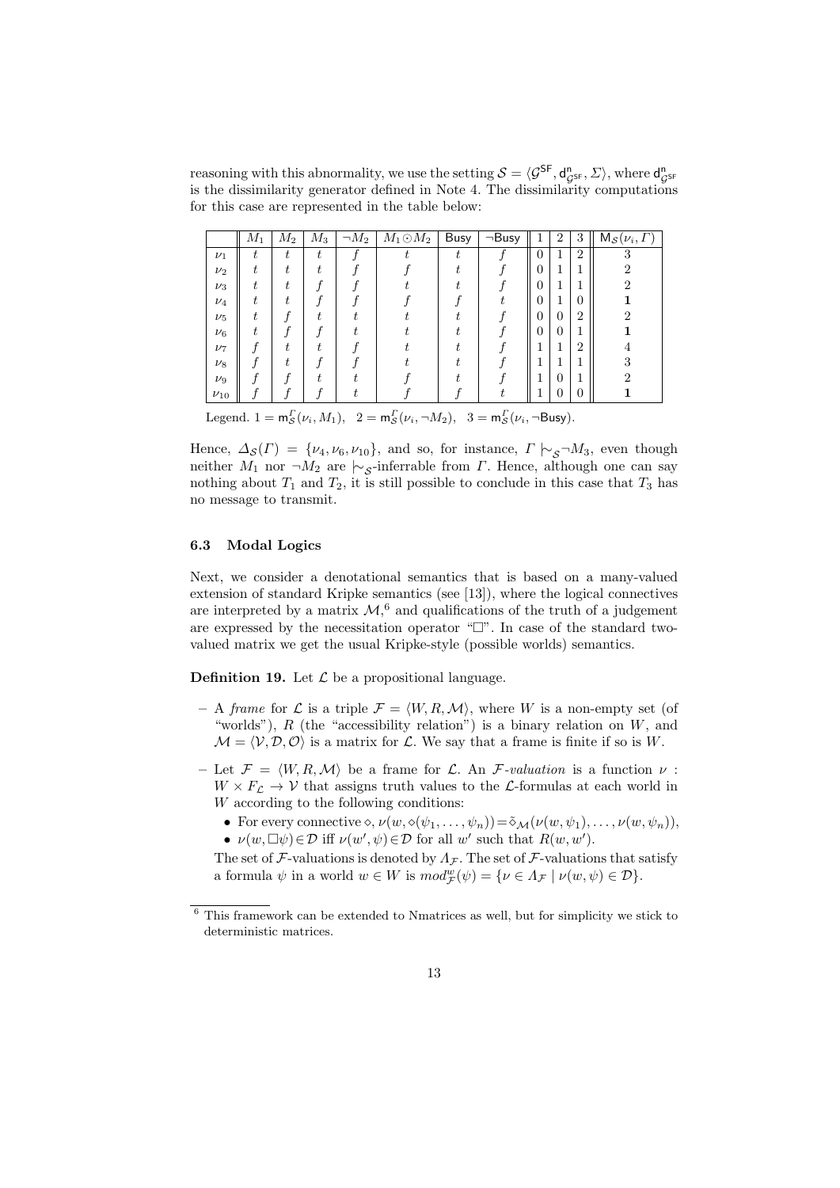reasoning with this abnormality, we use the setting $\mathcal{S} = \langle \mathcal{G}^{\mathsf{SF}}, \mathsf{d}^{\mathsf{n}}_{\mathcal{G}^{\mathsf{SF}}}, \Sigma \rangle$, where $\mathsf{d}^{\mathsf{n}}_{\mathcal{G}^{\mathsf{SF}}}$ is the dissimilarity generator defined in Note 4. The dissimilarity computations for this case are represented in the table below:

| | $M_1$ | $M_2$ | $M_3$ | $\neg M_2$ | $M_1 \odot M_2$ | Busy | $\neg$Busy | 1 | 2 | 3 | $\mathsf{M}_{\mathcal{S}}(\nu_i, \Gamma)$ |
|---|---|---|---|---|---|---|---|---|---|---|---|
| $\nu_1$ | $t$ | $t$ | $t$ | $f$ | $t$ | $t$ | $f$ | 0 | 1 | 2 | 3 |
| $\nu_2$ | $t$ | $t$ | $t$ | $f$ | $f$ | $t$ | $f$ | 0 | 1 | 1 | 2 |
| $\nu_3$ | $t$ | $t$ | $f$ | $f$ | $t$ | $t$ | $f$ | 0 | 1 | 1 | 2 |
| $\nu_4$ | $t$ | $t$ | $f$ | $f$ | $f$ | $f$ | $t$ | 0 | 1 | 0 | **1** |
| $\nu_5$ | $t$ | $f$ | $t$ | $t$ | $t$ | $t$ | $f$ | 0 | 0 | 2 | 2 |
| $\nu_6$ | $t$ | $f$ | $f$ | $t$ | $t$ | $t$ | $f$ | 0 | 0 | 1 | **1** |
| $\nu_7$ | $f$ | $t$ | $t$ | $f$ | $t$ | $t$ | $f$ | 1 | 1 | 2 | 4 |
| $\nu_8$ | $f$ | $t$ | $f$ | $f$ | $t$ | $t$ | $f$ | 1 | 1 | 1 | 3 |
| $\nu_9$ | $f$ | $f$ | $t$ | $t$ | $f$ | $t$ | $f$ | 1 | 0 | 1 | 2 |
| $\nu_{10}$ | $f$ | $f$ | $f$ | $t$ | $f$ | $f$ | $t$ | 1 | 0 | 0 | **1** |

Legend. $1 = \mathsf{m}^{\Gamma}_{\mathcal{S}}(\nu_i, M_1)$, $\quad 2 = \mathsf{m}^{\Gamma}_{\mathcal{S}}(\nu_i, \neg M_2)$, $\quad 3 = \mathsf{m}^{\Gamma}_{\mathcal{S}}(\nu_i, \neg \mathsf{Busy})$.

Hence, $\Delta_{\mathcal{S}}(\Gamma) = \{\nu_4, \nu_6, \nu_{10}\}$, and so, for instance, $\Gamma \mid\!\sim_{\mathcal{S}} \neg M_3$, even though neither $M_1$ nor $\neg M_2$ are $\mid\!\sim_{\mathcal{S}}$-inferrable from $\Gamma$. Hence, although one can say nothing about $T_1$ and $T_2$, it is still possible to conclude in this case that $T_3$ has no message to transmit.

### 6.3 Modal Logics

Next, we consider a denotational semantics that is based on a many-valued extension of standard Kripke semantics (see [13]), where the logical connectives are interpreted by a matrix $\mathcal{M}$,[6] and qualifications of the truth of a judgement are expressed by the necessitation operator "$\Box$". In case of the standard two-valued matrix we get the usual Kripke-style (possible worlds) semantics.

**Definition 19.** Let $\mathcal{L}$ be a propositional language.

- A *frame* for $\mathcal{L}$ is a triple $\mathcal{F} = \langle W, R, \mathcal{M} \rangle$, where $W$ is a non-empty set (of "worlds"), $R$ (the "accessibility relation") is a binary relation on $W$, and $\mathcal{M} = \langle \mathcal{V}, \mathcal{D}, \mathcal{O} \rangle$ is a matrix for $\mathcal{L}$. We say that a frame is finite if so is $W$.
- Let $\mathcal{F} = \langle W, R, \mathcal{M} \rangle$ be a frame for $\mathcal{L}$. An $\mathcal{F}$*-valuation* is a function $\nu : W \times F_{\mathcal{L}} \to \mathcal{V}$ that assigns truth values to the $\mathcal{L}$-formulas at each world in $W$ according to the following conditions:
  - For every connective $\diamond$, $\nu(w, \diamond(\psi_1, \ldots, \psi_n)) = \tilde{\diamond}_{\mathcal{M}}(\nu(w, \psi_1), \ldots, \nu(w, \psi_n))$,
  - $\nu(w, \Box\psi) \in \mathcal{D}$ iff $\nu(w', \psi) \in \mathcal{D}$ for all $w'$ such that $R(w, w')$.

  The set of $\mathcal{F}$-valuations is denoted by $\Lambda_{\mathcal{F}}$. The set of $\mathcal{F}$-valuations that satisfy a formula $\psi$ in a world $w \in W$ is $mod^{w}_{\mathcal{F}}(\psi) = \{\nu \in \Lambda_{\mathcal{F}} \mid \nu(w, \psi) \in \mathcal{D}\}$.

[6] This framework can be extended to Nmatrices as well, but for simplicity we stick to deterministic matrices.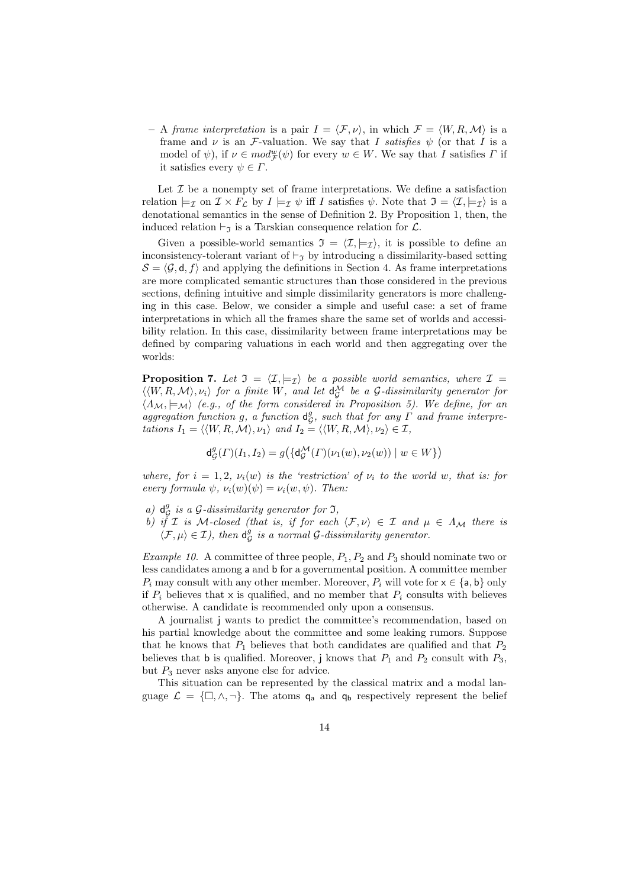– A *frame interpretation* is a pair $I = \langle \mathcal{F}, \nu \rangle$, in which $\mathcal{F} = \langle W, R, \mathcal{M} \rangle$ is a frame and $\nu$ is an $\mathcal{F}$-valuation. We say that $I$ *satisfies* $\psi$ (or that $I$ is a model of $\psi$), if $\nu \in mod^{w}_{\mathcal{F}}(\psi)$ for every $w \in W$. We say that $I$ satisfies $\Gamma$ if it satisfies every $\psi \in \Gamma$.

Let $\mathcal{I}$ be a nonempty set of frame interpretations. We define a satisfaction relation $\models_{\mathcal{I}}$ on $\mathcal{I} \times F_{\mathcal{L}}$ by $I \models_{\mathcal{I}} \psi$ iff $I$ satisfies $\psi$. Note that $\mathfrak{I} = \langle \mathcal{I}, \models_{\mathcal{I}} \rangle$ is a denotational semantics in the sense of Definition 2. By Proposition 1, then, the induced relation $\vdash_{\mathfrak{I}}$ is a Tarskian consequence relation for $\mathcal{L}$.

Given a possible-world semantics $\mathfrak{I} = \langle \mathcal{I}, \models_{\mathcal{I}} \rangle$, it is possible to define an inconsistency-tolerant variant of $\vdash_{\mathfrak{I}}$ by introducing a dissimilarity-based setting $\mathcal{S} = \langle \mathcal{G}, \mathsf{d}, f \rangle$ and applying the definitions in Section 4. As frame interpretations are more complicated semantic structures than those considered in the previous sections, defining intuitive and simple dissimilarity generators is more challenging in this case. Below, we consider a simple and useful case: a set of frame interpretations in which all the frames share the same set of worlds and accessibility relation. In this case, dissimilarity between frame interpretations may be defined by comparing valuations in each world and then aggregating over the worlds:

**Proposition 7.** *Let $\mathfrak{I} = \langle \mathcal{I}, \models_{\mathcal{I}} \rangle$ be a possible world semantics, where $\mathcal{I} = \langle \langle W, R, \mathcal{M} \rangle, \nu_i \rangle$ for a finite $W$, and let $\mathsf{d}^{\mathcal{M}}_{\mathcal{G}}$ be a $\mathcal{G}$-dissimilarity generator for $\langle \Lambda_{\mathcal{M}}, \models_{\mathcal{M}} \rangle$ (e.g., of the form considered in Proposition 5). We define, for an aggregation function $g$, a function $\mathsf{d}^{g}_{\mathcal{G}}$, such that for any $\Gamma$ and frame interpretations $I_1 = \langle \langle W, R, \mathcal{M} \rangle, \nu_1 \rangle$ and $I_2 = \langle \langle W, R, \mathcal{M} \rangle, \nu_2 \rangle \in \mathcal{I}$,*

$$\mathsf{d}^{g}_{\mathcal{G}}(\Gamma)(I_1, I_2) = g\big(\{\mathsf{d}^{\mathcal{M}}_{\mathcal{G}}(\Gamma)(\nu_1(w), \nu_2(w)) \mid w \in W\}\big)$$

*where, for $i = 1, 2$, $\nu_i(w)$ is the 'restriction' of $\nu_i$ to the world $w$, that is: for every formula $\psi$, $\nu_i(w)(\psi) = \nu_i(w, \psi)$. Then:*

*a) $\mathsf{d}^{g}_{\mathcal{G}}$ is a $\mathcal{G}$-dissimilarity generator for $\mathfrak{I}$,*
*b) if $\mathcal{I}$ is $\mathcal{M}$-closed (that is, if for each $\langle \mathcal{F}, \nu \rangle \in \mathcal{I}$ and $\mu \in \Lambda_{\mathcal{M}}$ there is $\langle \mathcal{F}, \mu \rangle \in \mathcal{I}$), then $\mathsf{d}^{g}_{\mathcal{G}}$ is a normal $\mathcal{G}$-dissimilarity generator.*

*Example 10.* A committee of three people, $P_1, P_2$ and $P_3$ should nominate two or less candidates among $\mathsf{a}$ and $\mathsf{b}$ for a governmental position. A committee member $P_i$ may consult with any other member. Moreover, $P_i$ will vote for $\mathsf{x} \in \{\mathsf{a}, \mathsf{b}\}$ only if $P_i$ believes that $\mathsf{x}$ is qualified, and no member that $P_i$ consults with believes otherwise. A candidate is recommended only upon a consensus.

A journalist $\mathsf{j}$ wants to predict the committee's recommendation, based on his partial knowledge about the committee and some leaking rumors. Suppose that he knows that $P_1$ believes that both candidates are qualified and that $P_2$ believes that $\mathsf{b}$ is qualified. Moreover, $\mathsf{j}$ knows that $P_1$ and $P_2$ consult with $P_3$, but $P_3$ never asks anyone else for advice.

This situation can be represented by the classical matrix and a modal language $\mathcal{L} = \{\Box, \wedge, \neg\}$. The atoms $\mathsf{q_a}$ and $\mathsf{q_b}$ respectively represent the belief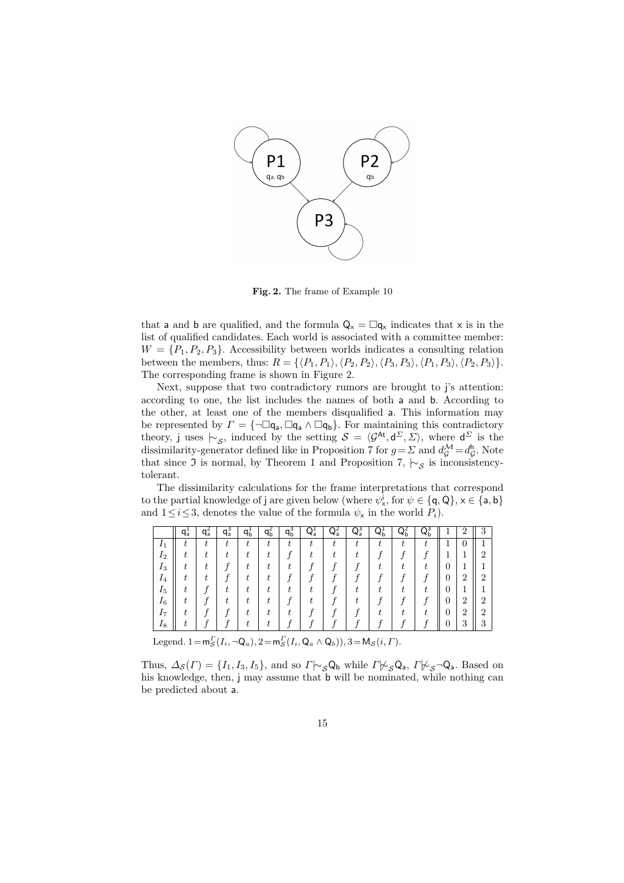**Fig. 2.** The frame of Example 10

that a and b are qualified, and the formula $\mathsf{Q_x} = \Box \mathsf{q_x}$ indicates that x is in the list of qualified candidates. Each world is associated with a committee member: $W = \{P_1, P_2, P_3\}$. Accessibility between worlds indicates a consulting relation between the members, thus: $R = \{\langle P_1, P_1\rangle, \langle P_2, P_2\rangle, \langle P_3, P_3\rangle, \langle P_1, P_3\rangle, \langle P_2, P_3\rangle\}$. The corresponding frame is shown in Figure 2.

Next, suppose that two contradictory rumors are brought to j's attention: according to one, the list includes the names of both a and b. According to the other, at least one of the members disqualified a. This information may be represented by $\Gamma = \{\neg\Box \mathsf{q_a}, \Box \mathsf{q_a} \wedge \Box \mathsf{q_b}\}$. For maintaining this contradictory theory, j uses $\mid\!\sim_{\mathcal{S}}$, induced by the setting $\mathcal{S} = \langle \mathcal{G}^{\mathsf{At}}, \mathsf{d}^{\Sigma}, \Sigma\rangle$, where $\mathsf{d}^{\Sigma}$ is the dissimilarity-generator defined like in Proposition 7 for $g = \Sigma$ and $d^{\mathcal{M}}_{\mathcal{G}} = d^{\mathsf{h}}_{\mathcal{G}}$. Note that since $\mathfrak{I}$ is normal, by Theorem 1 and Proposition 7, $\mid\!\sim_{\mathcal{S}}$ is inconsistency-tolerant.

The dissimilarity calculations for the frame interpretations that correspond to the partial knowledge of j are given below (where $\psi^{\mathsf{i}}_{\mathsf{x}}$, for $\psi \in \{\mathsf{q}, \mathsf{Q}\}$, $\mathsf{x} \in \{\mathsf{a}, \mathsf{b}\}$ and $1 \leq i \leq 3$, denotes the value of the formula $\psi_{\mathsf{x}}$ in the world $P_i$).

| | $\mathsf{q^1_a}$ | $\mathsf{q^2_a}$ | $\mathsf{q^3_a}$ | $\mathsf{q^1_b}$ | $\mathsf{q^2_b}$ | $\mathsf{q^3_b}$ | $\mathsf{Q^1_a}$ | $\mathsf{Q^2_a}$ | $\mathsf{Q^3_a}$ | $\mathsf{Q^1_b}$ | $\mathsf{Q^2_b}$ | $\mathsf{Q^3_b}$ | 1 | 2 | 3 |
|---|---|---|---|---|---|---|---|---|---|---|---|---|---|---|---|
| $I_1$ | $t$ | $t$ | $t$ | $t$ | $t$ | $t$ | $t$ | $t$ | $t$ | $t$ | $t$ | $t$ | 1 | 0 | 1 |
| $I_2$ | $t$ | $t$ | $t$ | $t$ | $t$ | $f$ | $t$ | $t$ | $t$ | $f$ | $f$ | $f$ | 1 | 1 | 2 |
| $I_3$ | $t$ | $t$ | $f$ | $t$ | $t$ | $t$ | $f$ | $f$ | $f$ | $t$ | $t$ | $t$ | 0 | 1 | 1 |
| $I_4$ | $t$ | $t$ | $f$ | $t$ | $t$ | $f$ | $f$ | $f$ | $f$ | $f$ | $f$ | $f$ | 0 | 2 | 2 |
| $I_5$ | $t$ | $f$ | $t$ | $t$ | $t$ | $t$ | $t$ | $f$ | $t$ | $t$ | $t$ | $t$ | 0 | 1 | 1 |
| $I_6$ | $t$ | $f$ | $t$ | $t$ | $t$ | $f$ | $t$ | $f$ | $t$ | $f$ | $f$ | $f$ | 0 | 2 | 2 |
| $I_7$ | $t$ | $f$ | $f$ | $t$ | $t$ | $t$ | $f$ | $f$ | $f$ | $t$ | $t$ | $t$ | 0 | 2 | 2 |
| $I_8$ | $t$ | $f$ | $f$ | $t$ | $t$ | $f$ | $f$ | $f$ | $f$ | $f$ | $f$ | $f$ | 0 | 3 | 3 |

Legend. $1 = \mathsf{m}^{\Gamma}_{\mathcal{S}}(I_i, \neg \mathsf{Q}_a), 2 = \mathsf{m}^{\Gamma}_{\mathcal{S}}(I_i, \mathsf{Q}_a \wedge \mathsf{Q}_b)), 3 = \mathsf{M}_{\mathcal{S}}(i, \Gamma)$.

Thus, $\Delta_{\mathcal{S}}(\Gamma) = \{I_1, I_3, I_5\}$, and so $\Gamma \mid\!\sim_{\mathcal{S}} \mathsf{Q_b}$ while $\Gamma \not\mid\!\sim_{\mathcal{S}} \mathsf{Q_a}$, $\Gamma \not\mid\!\sim_{\mathcal{S}} \neg\mathsf{Q_a}$. Based on his knowledge, then, j may assume that b will be nominated, while nothing can be predicted about a.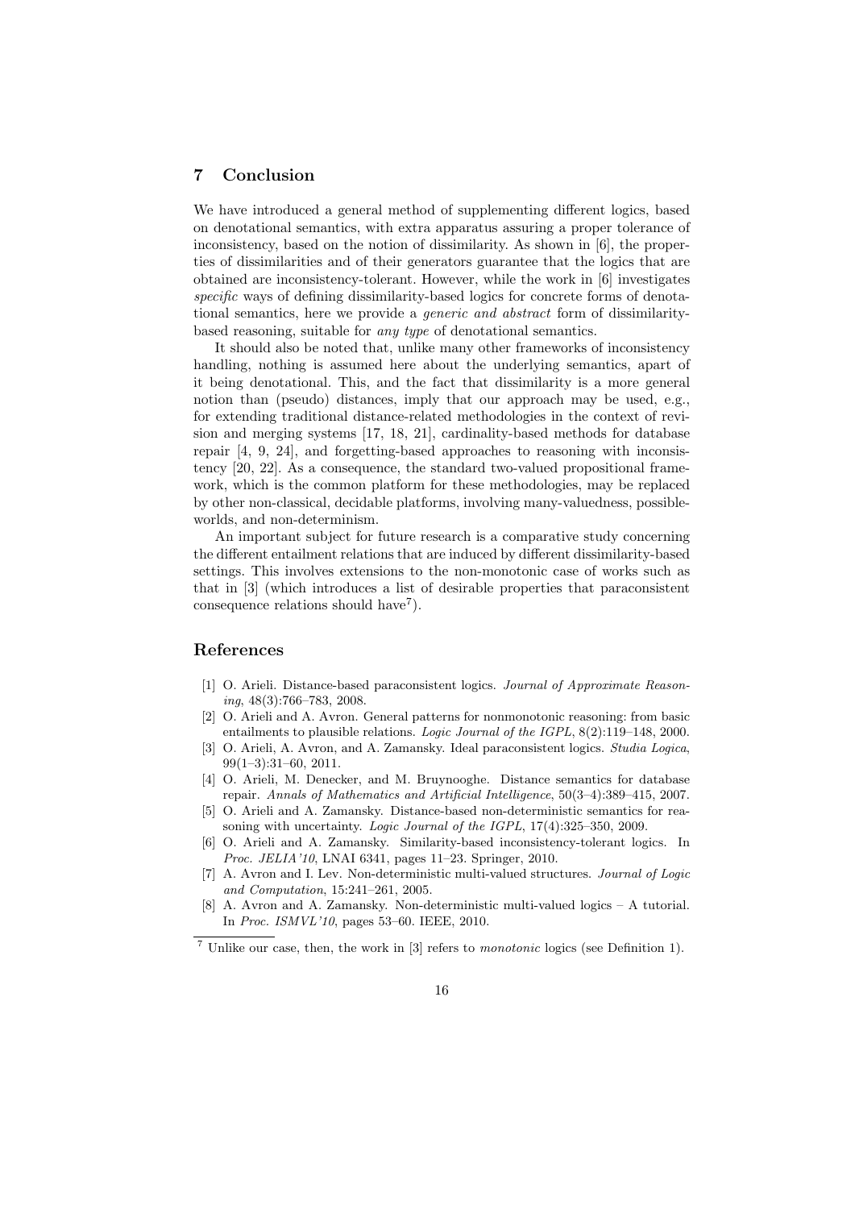## 7 Conclusion

We have introduced a general method of supplementing different logics, based on denotational semantics, with extra apparatus assuring a proper tolerance of inconsistency, based on the notion of dissimilarity. As shown in [6], the properties of dissimilarities and of their generators guarantee that the logics that are obtained are inconsistency-tolerant. However, while the work in [6] investigates *specific* ways of defining dissimilarity-based logics for concrete forms of denotational semantics, here we provide a *generic and abstract* form of dissimilarity-based reasoning, suitable for *any type* of denotational semantics.

It should also be noted that, unlike many other frameworks of inconsistency handling, nothing is assumed here about the underlying semantics, apart of it being denotational. This, and the fact that dissimilarity is a more general notion than (pseudo) distances, imply that our approach may be used, e.g., for extending traditional distance-related methodologies in the context of revision and merging systems [17, 18, 21], cardinality-based methods for database repair [4, 9, 24], and forgetting-based approaches to reasoning with inconsistency [20, 22]. As a consequence, the standard two-valued propositional framework, which is the common platform for these methodologies, may be replaced by other non-classical, decidable platforms, involving many-valuedness, possible-worlds, and non-determinism.

An important subject for future research is a comparative study concerning the different entailment relations that are induced by different dissimilarity-based settings. This involves extensions to the non-monotonic case of works such as that in [3] (which introduces a list of desirable properties that paraconsistent consequence relations should have[7]).

## References

1. O. Arieli. Distance-based paraconsistent logics. *Journal of Approximate Reasoning*, 48(3):766–783, 2008.
2. O. Arieli and A. Avron. General patterns for nonmonotonic reasoning: from basic entailments to plausible relations. *Logic Journal of the IGPL*, 8(2):119–148, 2000.
3. O. Arieli, A. Avron, and A. Zamansky. Ideal paraconsistent logics. *Studia Logica*, 99(1–3):31–60, 2011.
4. O. Arieli, M. Denecker, and M. Bruynooghe. Distance semantics for database repair. *Annals of Mathematics and Artificial Intelligence*, 50(3–4):389–415, 2007.
5. O. Arieli and A. Zamansky. Distance-based non-deterministic semantics for reasoning with uncertainty. *Logic Journal of the IGPL*, 17(4):325–350, 2009.
6. O. Arieli and A. Zamansky. Similarity-based inconsistency-tolerant logics. In *Proc. JELIA'10*, LNAI 6341, pages 11–23. Springer, 2010.
7. A. Avron and I. Lev. Non-deterministic multi-valued structures. *Journal of Logic and Computation*, 15:241–261, 2005.
8. A. Avron and A. Zamansky. Non-deterministic multi-valued logics – A tutorial. In *Proc. ISMVL'10*, pages 53–60. IEEE, 2010.

[7] Unlike our case, then, the work in [3] refers to *monotonic* logics (see Definition 1).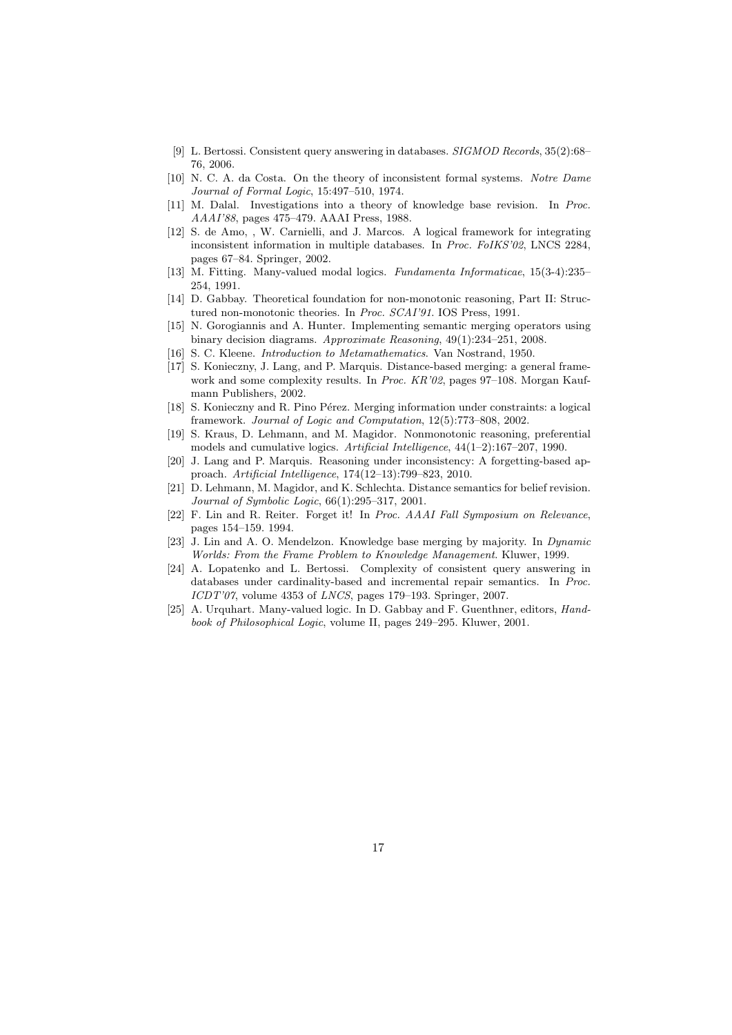[9] L. Bertossi. Consistent query answering in databases. *SIGMOD Records*, 35(2):68–76, 2006.

[10] N. C. A. da Costa. On the theory of inconsistent formal systems. *Notre Dame Journal of Formal Logic*, 15:497–510, 1974.

[11] M. Dalal. Investigations into a theory of knowledge base revision. In *Proc. AAAI'88*, pages 475–479. AAAI Press, 1988.

[12] S. de Amo, , W. Carnielli, and J. Marcos. A logical framework for integrating inconsistent information in multiple databases. In *Proc. FoIKS'02*, LNCS 2284, pages 67–84. Springer, 2002.

[13] M. Fitting. Many-valued modal logics. *Fundamenta Informaticae*, 15(3-4):235–254, 1991.

[14] D. Gabbay. Theoretical foundation for non-monotonic reasoning, Part II: Structured non-monotonic theories. In *Proc. SCAI'91*. IOS Press, 1991.

[15] N. Gorogiannis and A. Hunter. Implementing semantic merging operators using binary decision diagrams. *Approximate Reasoning*, 49(1):234–251, 2008.

[16] S. C. Kleene. *Introduction to Metamathematics*. Van Nostrand, 1950.

[17] S. Konieczny, J. Lang, and P. Marquis. Distance-based merging: a general framework and some complexity results. In *Proc. KR'02*, pages 97–108. Morgan Kaufmann Publishers, 2002.

[18] S. Konieczny and R. Pino Pérez. Merging information under constraints: a logical framework. *Journal of Logic and Computation*, 12(5):773–808, 2002.

[19] S. Kraus, D. Lehmann, and M. Magidor. Nonmonotonic reasoning, preferential models and cumulative logics. *Artificial Intelligence*, 44(1–2):167–207, 1990.

[20] J. Lang and P. Marquis. Reasoning under inconsistency: A forgetting-based approach. *Artificial Intelligence*, 174(12–13):799–823, 2010.

[21] D. Lehmann, M. Magidor, and K. Schlechta. Distance semantics for belief revision. *Journal of Symbolic Logic*, 66(1):295–317, 2001.

[22] F. Lin and R. Reiter. Forget it! In *Proc. AAAI Fall Symposium on Relevance*, pages 154–159. 1994.

[23] J. Lin and A. O. Mendelzon. Knowledge base merging by majority. In *Dynamic Worlds: From the Frame Problem to Knowledge Management*. Kluwer, 1999.

[24] A. Lopatenko and L. Bertossi. Complexity of consistent query answering in databases under cardinality-based and incremental repair semantics. In *Proc. ICDT'07*, volume 4353 of *LNCS*, pages 179–193. Springer, 2007.

[25] A. Urquhart. Many-valued logic. In D. Gabbay and F. Guenthner, editors, *Handbook of Philosophical Logic*, volume II, pages 249–295. Kluwer, 2001.